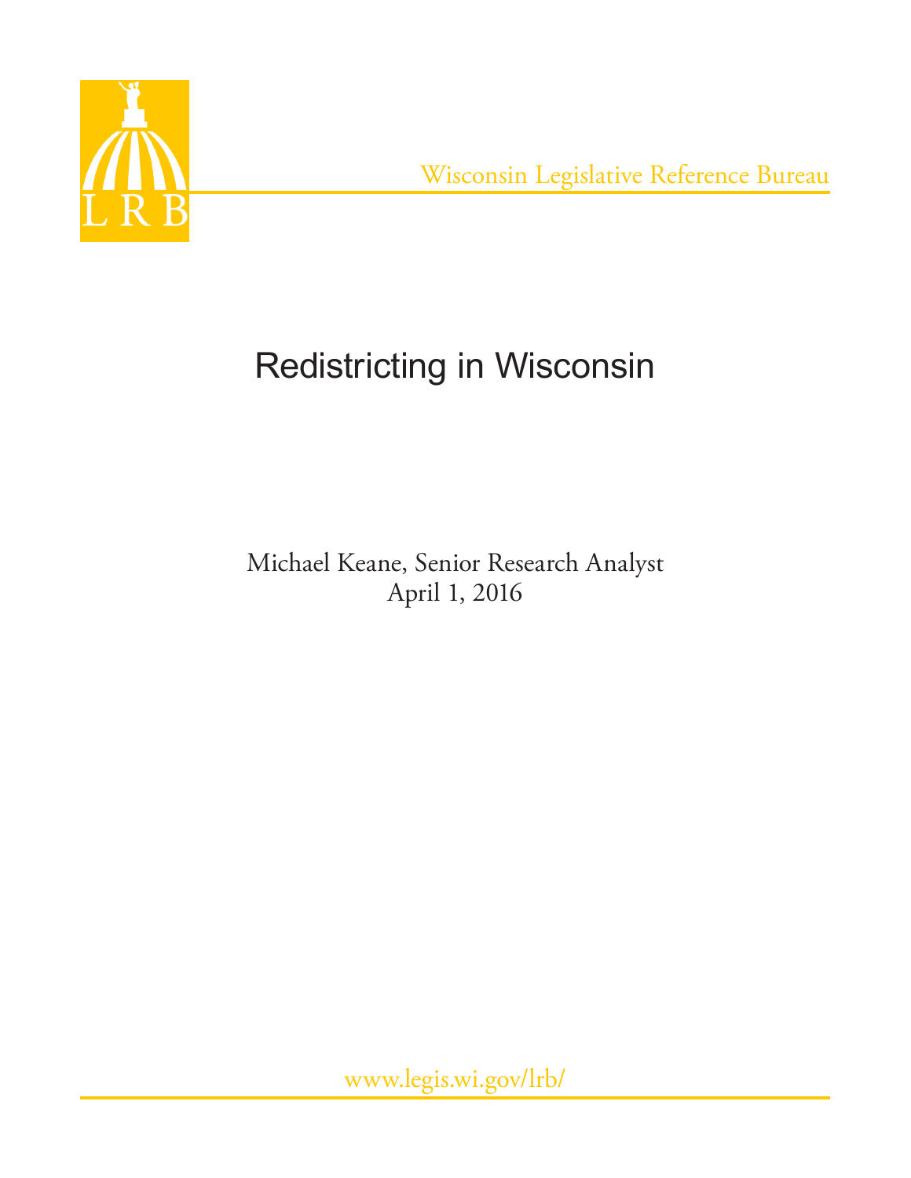LRB

Wisconsin Legislative Reference Bureau

# Redistricting in Wisconsin

Michael Keane, Senior Research Analyst
April 1, 2016

www.legis.wi.gov/lrb/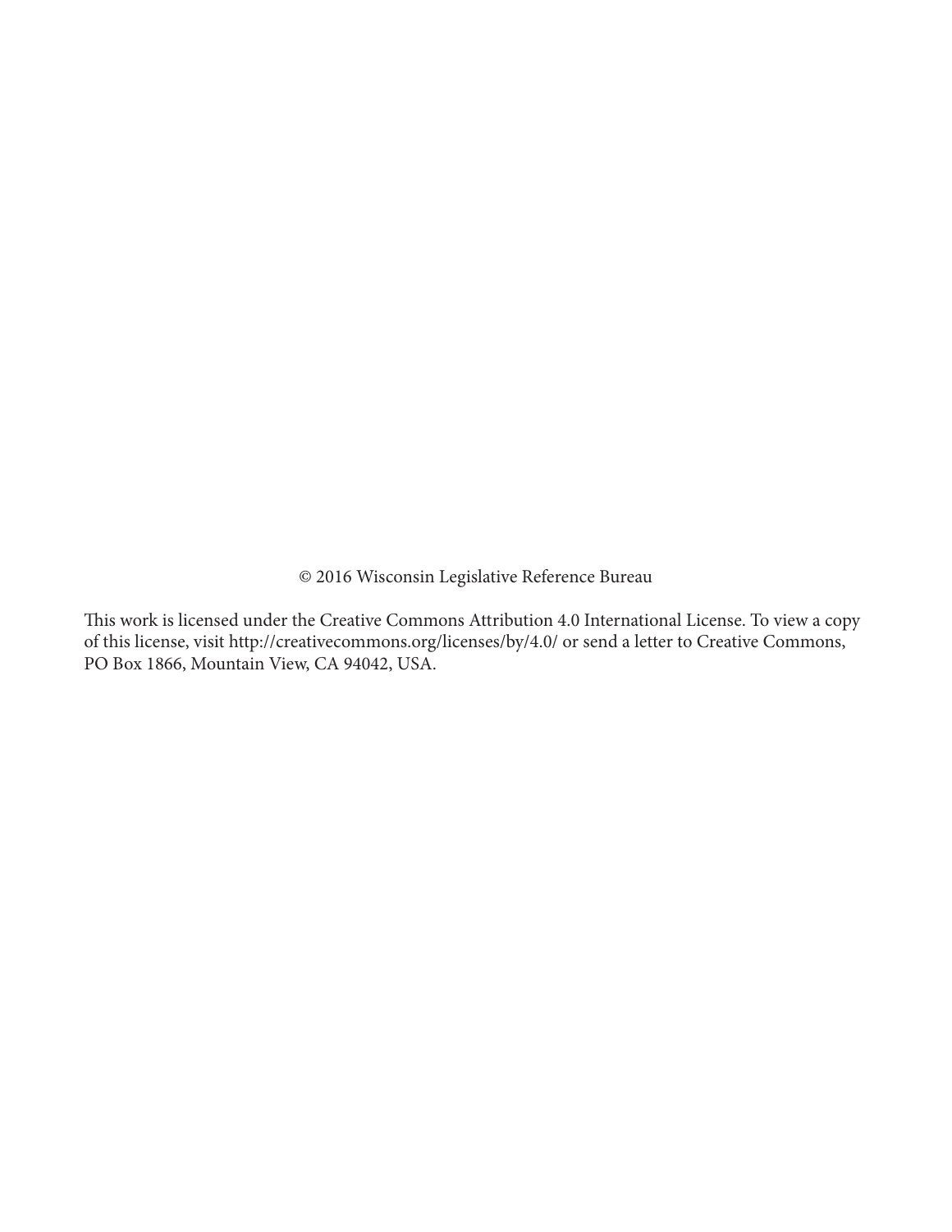© 2016 Wisconsin Legislative Reference Bureau

This work is licensed under the Creative Commons Attribution 4.0 International License. To view a copy of this license, visit http://creativecommons.org/licenses/by/4.0/ or send a letter to Creative Commons, PO Box 1866, Mountain View, CA 94042, USA.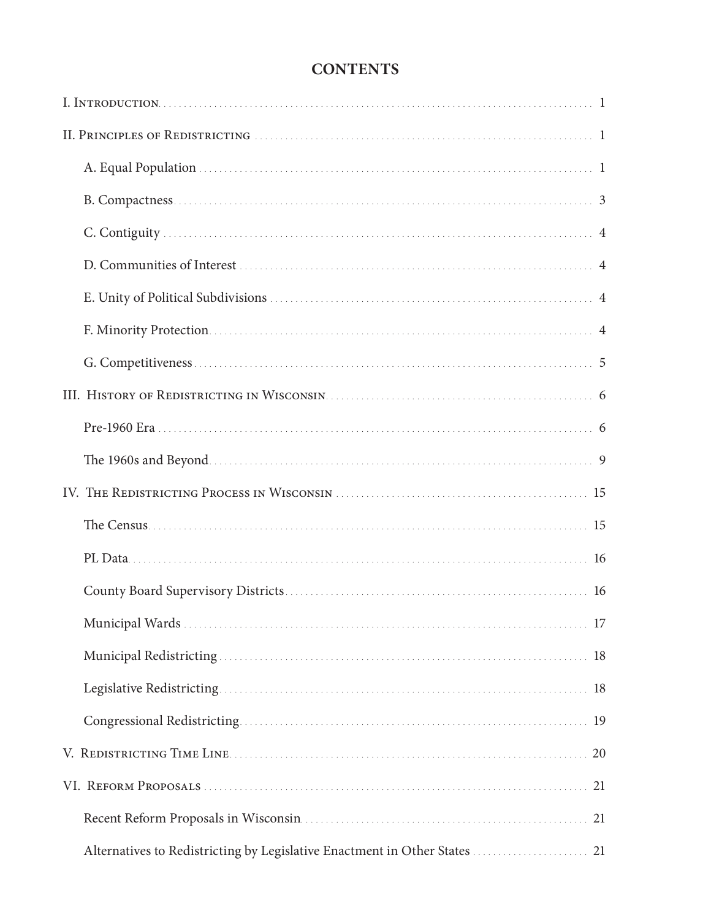# CONTENTS

I. Introduction ........ 1

II. Principles of Redistricting ........ 1

- A. Equal Population ........ 1
- B. Compactness ........ 3
- C. Contiguity ........ 4
- D. Communities of Interest ........ 4
- E. Unity of Political Subdivisions ........ 4
- F. Minority Protection ........ 4
- G. Competitiveness ........ 5

III. History of Redistricting in Wisconsin ........ 6

- Pre-1960 Era ........ 6
- The 1960s and Beyond ........ 9

IV. The Redistricting Process in Wisconsin ........ 15

- The Census ........ 15
- PL Data ........ 16
- County Board Supervisory Districts ........ 16
- Municipal Wards ........ 17
- Municipal Redistricting ........ 18
- Legislative Redistricting ........ 18
- Congressional Redistricting ........ 19

V. Redistricting Time Line ........ 20

VI. Reform Proposals ........ 21

- Recent Reform Proposals in Wisconsin ........ 21
- Alternatives to Redistricting by Legislative Enactment in Other States ........ 21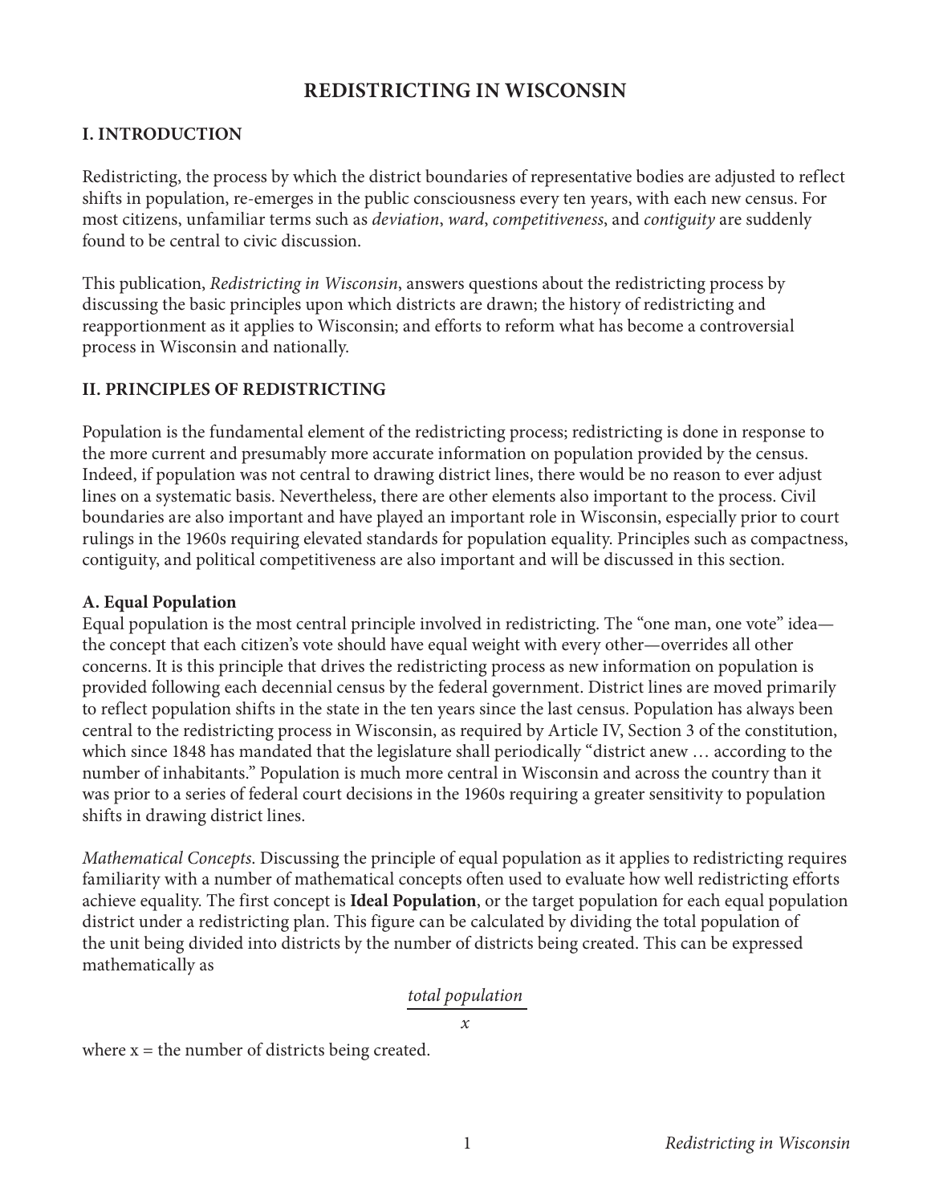# REDISTRICTING IN WISCONSIN

## I. INTRODUCTION

Redistricting, the process by which the district boundaries of representative bodies are adjusted to reflect shifts in population, re-emerges in the public consciousness every ten years, with each new census. For most citizens, unfamiliar terms such as *deviation*, *ward*, *competitiveness*, and *contiguity* are suddenly found to be central to civic discussion.

This publication, *Redistricting in Wisconsin*, answers questions about the redistricting process by discussing the basic principles upon which districts are drawn; the history of redistricting and reapportionment as it applies to Wisconsin; and efforts to reform what has become a controversial process in Wisconsin and nationally.

## II. PRINCIPLES OF REDISTRICTING

Population is the fundamental element of the redistricting process; redistricting is done in response to the more current and presumably more accurate information on population provided by the census. Indeed, if population was not central to drawing district lines, there would be no reason to ever adjust lines on a systematic basis. Nevertheless, there are other elements also important to the process. Civil boundaries are also important and have played an important role in Wisconsin, especially prior to court rulings in the 1960s requiring elevated standards for population equality. Principles such as compactness, contiguity, and political competitiveness are also important and will be discussed in this section.

### A. Equal Population

Equal population is the most central principle involved in redistricting. The "one man, one vote" idea—the concept that each citizen's vote should have equal weight with every other—overrides all other concerns. It is this principle that drives the redistricting process as new information on population is provided following each decennial census by the federal government. District lines are moved primarily to reflect population shifts in the state in the ten years since the last census. Population has always been central to the redistricting process in Wisconsin, as required by Article IV, Section 3 of the constitution, which since 1848 has mandated that the legislature shall periodically "district anew … according to the number of inhabitants." Population is much more central in Wisconsin and across the country than it was prior to a series of federal court decisions in the 1960s requiring a greater sensitivity to population shifts in drawing district lines.

*Mathematical Concepts*. Discussing the principle of equal population as it applies to redistricting requires familiarity with a number of mathematical concepts often used to evaluate how well redistricting efforts achieve equality. The first concept is **Ideal Population**, or the target population for each equal population district under a redistricting plan. This figure can be calculated by dividing the total population of the unit being divided into districts by the number of districts being created. This can be expressed mathematically as

$$\frac{\textit{total population}}{x}$$

where x = the number of districts being created.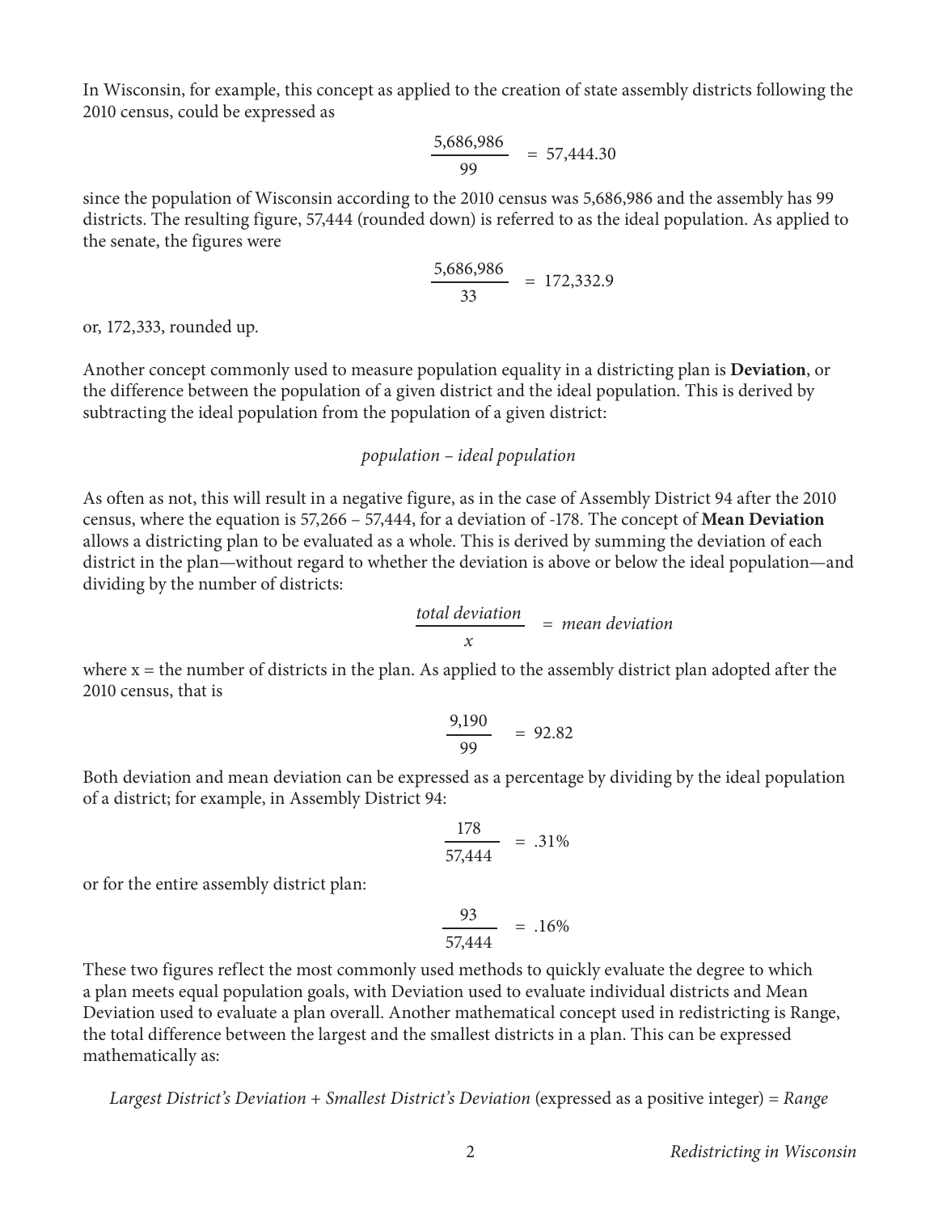In Wisconsin, for example, this concept as applied to the creation of state assembly districts following the 2010 census, could be expressed as

$$\frac{5{,}686{,}986}{99} = 57{,}444.30$$

since the population of Wisconsin according to the 2010 census was 5,686,986 and the assembly has 99 districts. The resulting figure, 57,444 (rounded down) is referred to as the ideal population. As applied to the senate, the figures were

$$\frac{5{,}686{,}986}{33} = 172{,}332.9$$

or, 172,333, rounded up.

Another concept commonly used to measure population equality in a districting plan is **Deviation**, or the difference between the population of a given district and the ideal population. This is derived by subtracting the ideal population from the population of a given district:

*population – ideal population*

As often as not, this will result in a negative figure, as in the case of Assembly District 94 after the 2010 census, where the equation is 57,266 – 57,444, for a deviation of -178. The concept of **Mean Deviation** allows a districting plan to be evaluated as a whole. This is derived by summing the deviation of each district in the plan—without regard to whether the deviation is above or below the ideal population—and dividing by the number of districts:

$$\frac{\textit{total deviation}}{x} = \textit{mean deviation}$$

where x = the number of districts in the plan. As applied to the assembly district plan adopted after the 2010 census, that is

$$\frac{9{,}190}{99} = 92.82$$

Both deviation and mean deviation can be expressed as a percentage by dividing by the ideal population of a district; for example, in Assembly District 94:

$$\frac{178}{57{,}444} = .31\%$$

or for the entire assembly district plan:

$$\frac{93}{57{,}444} = .16\%$$

These two figures reflect the most commonly used methods to quickly evaluate the degree to which a plan meets equal population goals, with Deviation used to evaluate individual districts and Mean Deviation used to evaluate a plan overall. Another mathematical concept used in redistricting is Range, the total difference between the largest and the smallest districts in a plan. This can be expressed mathematically as:

*Largest District's Deviation + Smallest District's Deviation* (expressed as a positive integer) = *Range*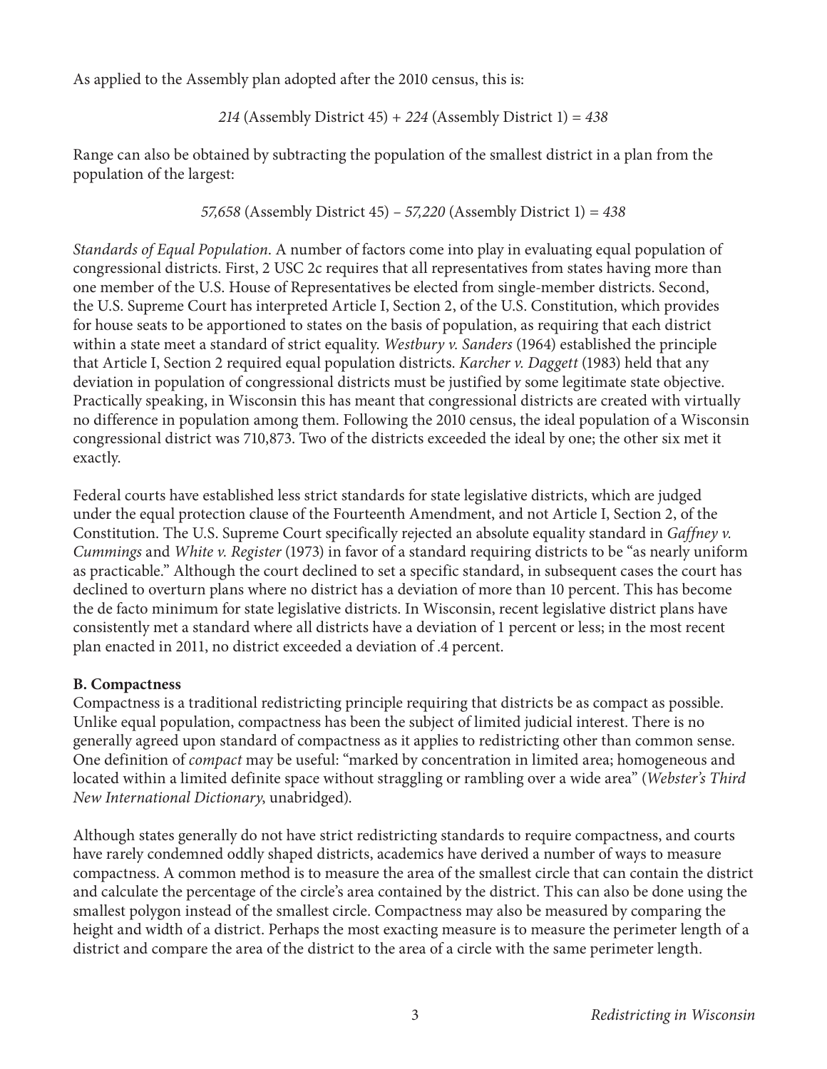As applied to the Assembly plan adopted after the 2010 census, this is:

*214* (Assembly District 45) + *224* (Assembly District 1) = *438*

Range can also be obtained by subtracting the population of the smallest district in a plan from the population of the largest:

*57,658* (Assembly District 45) – *57,220* (Assembly District 1) = *438*

*Standards of Equal Population.* A number of factors come into play in evaluating equal population of congressional districts. First, 2 USC 2c requires that all representatives from states having more than one member of the U.S. House of Representatives be elected from single-member districts. Second, the U.S. Supreme Court has interpreted Article I, Section 2, of the U.S. Constitution, which provides for house seats to be apportioned to states on the basis of population, as requiring that each district within a state meet a standard of strict equality. *Westbury v. Sanders* (1964) established the principle that Article I, Section 2 required equal population districts. *Karcher v. Daggett* (1983) held that any deviation in population of congressional districts must be justified by some legitimate state objective. Practically speaking, in Wisconsin this has meant that congressional districts are created with virtually no difference in population among them. Following the 2010 census, the ideal population of a Wisconsin congressional district was 710,873. Two of the districts exceeded the ideal by one; the other six met it exactly.

Federal courts have established less strict standards for state legislative districts, which are judged under the equal protection clause of the Fourteenth Amendment, and not Article I, Section 2, of the Constitution. The U.S. Supreme Court specifically rejected an absolute equality standard in *Gaffney v. Cummings* and *White v. Register* (1973) in favor of a standard requiring districts to be "as nearly uniform as practicable." Although the court declined to set a specific standard, in subsequent cases the court has declined to overturn plans where no district has a deviation of more than 10 percent. This has become the de facto minimum for state legislative districts. In Wisconsin, recent legislative district plans have consistently met a standard where all districts have a deviation of 1 percent or less; in the most recent plan enacted in 2011, no district exceeded a deviation of .4 percent.

**B. Compactness**

Compactness is a traditional redistricting principle requiring that districts be as compact as possible. Unlike equal population, compactness has been the subject of limited judicial interest. There is no generally agreed upon standard of compactness as it applies to redistricting other than common sense. One definition of *compact* may be useful: "marked by concentration in limited area; homogeneous and located within a limited definite space without straggling or rambling over a wide area" (*Webster's Third New International Dictionary*, unabridged).

Although states generally do not have strict redistricting standards to require compactness, and courts have rarely condemned oddly shaped districts, academics have derived a number of ways to measure compactness. A common method is to measure the area of the smallest circle that can contain the district and calculate the percentage of the circle's area contained by the district. This can also be done using the smallest polygon instead of the smallest circle. Compactness may also be measured by comparing the height and width of a district. Perhaps the most exacting measure is to measure the perimeter length of a district and compare the area of the district to the area of a circle with the same perimeter length.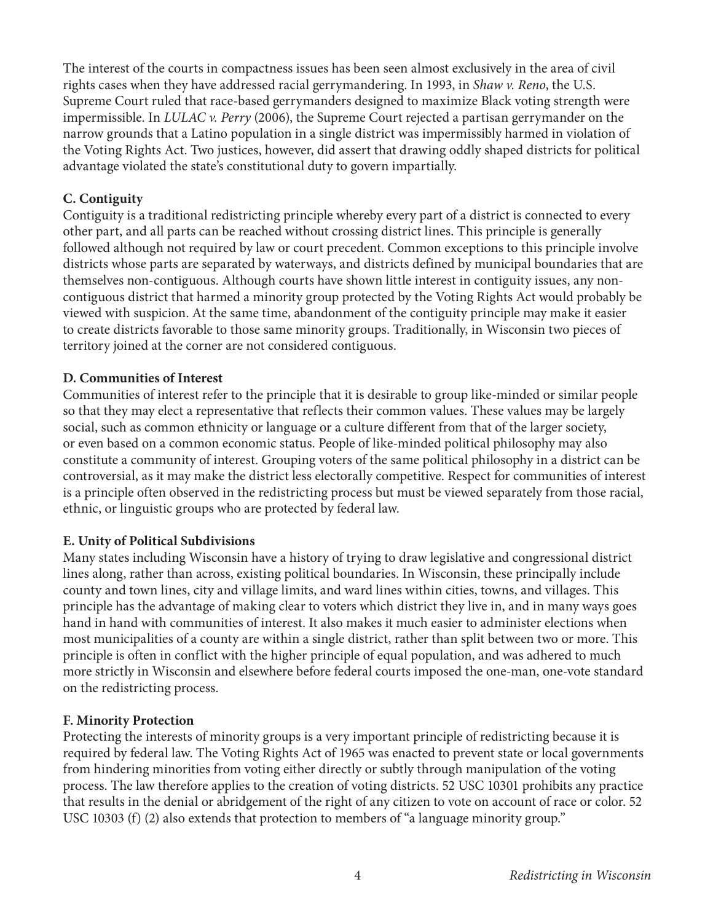The interest of the courts in compactness issues has been seen almost exclusively in the area of civil rights cases when they have addressed racial gerrymandering. In 1993, in *Shaw v. Reno*, the U.S. Supreme Court ruled that race-based gerrymanders designed to maximize Black voting strength were impermissible. In *LULAC v. Perry* (2006), the Supreme Court rejected a partisan gerrymander on the narrow grounds that a Latino population in a single district was impermissibly harmed in violation of the Voting Rights Act. Two justices, however, did assert that drawing oddly shaped districts for political advantage violated the state's constitutional duty to govern impartially.

### C. Contiguity

Contiguity is a traditional redistricting principle whereby every part of a district is connected to every other part, and all parts can be reached without crossing district lines. This principle is generally followed although not required by law or court precedent. Common exceptions to this principle involve districts whose parts are separated by waterways, and districts defined by municipal boundaries that are themselves non-contiguous. Although courts have shown little interest in contiguity issues, any non-contiguous district that harmed a minority group protected by the Voting Rights Act would probably be viewed with suspicion. At the same time, abandonment of the contiguity principle may make it easier to create districts favorable to those same minority groups. Traditionally, in Wisconsin two pieces of territory joined at the corner are not considered contiguous.

### D. Communities of Interest

Communities of interest refer to the principle that it is desirable to group like-minded or similar people so that they may elect a representative that reflects their common values. These values may be largely social, such as common ethnicity or language or a culture different from that of the larger society, or even based on a common economic status. People of like-minded political philosophy may also constitute a community of interest. Grouping voters of the same political philosophy in a district can be controversial, as it may make the district less electorally competitive. Respect for communities of interest is a principle often observed in the redistricting process but must be viewed separately from those racial, ethnic, or linguistic groups who are protected by federal law.

### E. Unity of Political Subdivisions

Many states including Wisconsin have a history of trying to draw legislative and congressional district lines along, rather than across, existing political boundaries. In Wisconsin, these principally include county and town lines, city and village limits, and ward lines within cities, towns, and villages. This principle has the advantage of making clear to voters which district they live in, and in many ways goes hand in hand with communities of interest. It also makes it much easier to administer elections when most municipalities of a county are within a single district, rather than split between two or more. This principle is often in conflict with the higher principle of equal population, and was adhered to much more strictly in Wisconsin and elsewhere before federal courts imposed the one-man, one-vote standard on the redistricting process.

### F. Minority Protection

Protecting the interests of minority groups is a very important principle of redistricting because it is required by federal law. The Voting Rights Act of 1965 was enacted to prevent state or local governments from hindering minorities from voting either directly or subtly through manipulation of the voting process. The law therefore applies to the creation of voting districts. 52 USC 10301 prohibits any practice that results in the denial or abridgement of the right of any citizen to vote on account of race or color. 52 USC 10303 (f) (2) also extends that protection to members of "a language minority group."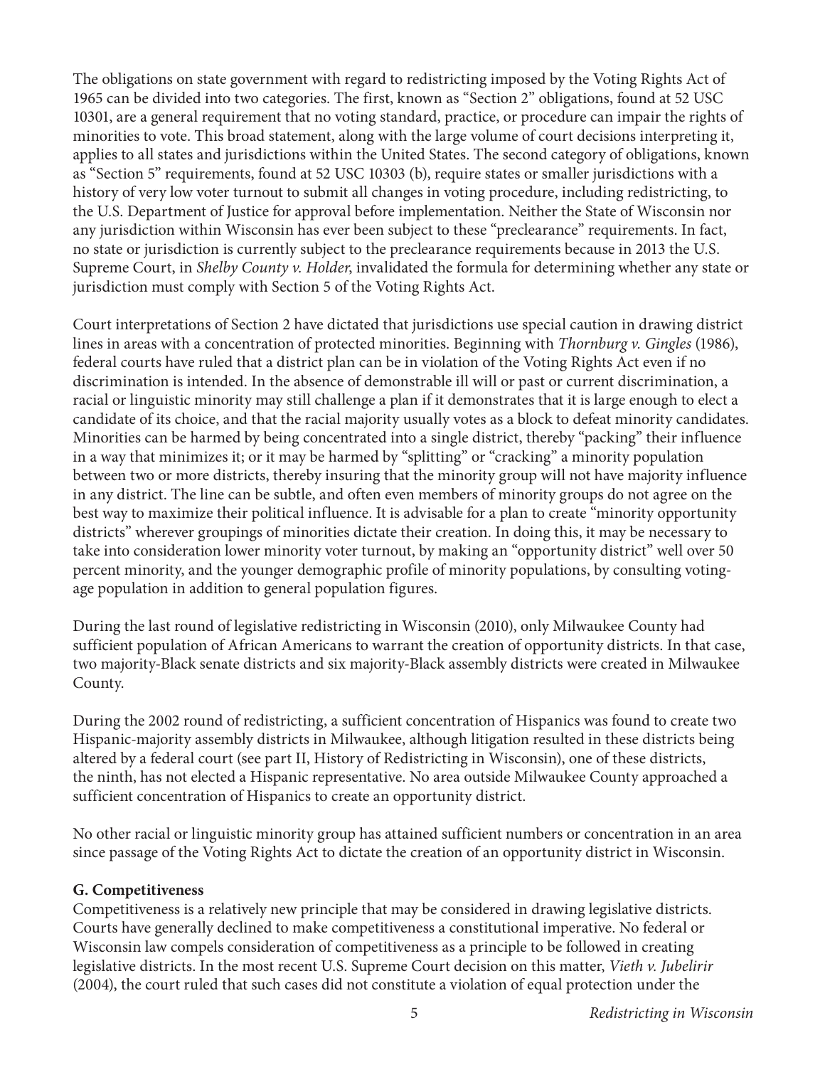The obligations on state government with regard to redistricting imposed by the Voting Rights Act of 1965 can be divided into two categories. The first, known as "Section 2" obligations, found at 52 USC 10301, are a general requirement that no voting standard, practice, or procedure can impair the rights of minorities to vote. This broad statement, along with the large volume of court decisions interpreting it, applies to all states and jurisdictions within the United States. The second category of obligations, known as "Section 5" requirements, found at 52 USC 10303 (b), require states or smaller jurisdictions with a history of very low voter turnout to submit all changes in voting procedure, including redistricting, to the U.S. Department of Justice for approval before implementation. Neither the State of Wisconsin nor any jurisdiction within Wisconsin has ever been subject to these "preclearance" requirements. In fact, no state or jurisdiction is currently subject to the preclearance requirements because in 2013 the U.S. Supreme Court, in *Shelby County v. Holder*, invalidated the formula for determining whether any state or jurisdiction must comply with Section 5 of the Voting Rights Act.

Court interpretations of Section 2 have dictated that jurisdictions use special caution in drawing district lines in areas with a concentration of protected minorities. Beginning with *Thornburg v. Gingles* (1986), federal courts have ruled that a district plan can be in violation of the Voting Rights Act even if no discrimination is intended. In the absence of demonstrable ill will or past or current discrimination, a racial or linguistic minority may still challenge a plan if it demonstrates that it is large enough to elect a candidate of its choice, and that the racial majority usually votes as a block to defeat minority candidates. Minorities can be harmed by being concentrated into a single district, thereby "packing" their influence in a way that minimizes it; or it may be harmed by "splitting" or "cracking" a minority population between two or more districts, thereby insuring that the minority group will not have majority influence in any district. The line can be subtle, and often even members of minority groups do not agree on the best way to maximize their political influence. It is advisable for a plan to create "minority opportunity districts" wherever groupings of minorities dictate their creation. In doing this, it may be necessary to take into consideration lower minority voter turnout, by making an "opportunity district" well over 50 percent minority, and the younger demographic profile of minority populations, by consulting voting-age population in addition to general population figures.

During the last round of legislative redistricting in Wisconsin (2010), only Milwaukee County had sufficient population of African Americans to warrant the creation of opportunity districts. In that case, two majority-Black senate districts and six majority-Black assembly districts were created in Milwaukee County.

During the 2002 round of redistricting, a sufficient concentration of Hispanics was found to create two Hispanic-majority assembly districts in Milwaukee, although litigation resulted in these districts being altered by a federal court (see part II, History of Redistricting in Wisconsin), one of these districts, the ninth, has not elected a Hispanic representative. No area outside Milwaukee County approached a sufficient concentration of Hispanics to create an opportunity district.

No other racial or linguistic minority group has attained sufficient numbers or concentration in an area since passage of the Voting Rights Act to dictate the creation of an opportunity district in Wisconsin.

**G. Competitiveness**

Competitiveness is a relatively new principle that may be considered in drawing legislative districts. Courts have generally declined to make competitiveness a constitutional imperative. No federal or Wisconsin law compels consideration of competitiveness as a principle to be followed in creating legislative districts. In the most recent U.S. Supreme Court decision on this matter, *Vieth v. Jubelirir* (2004), the court ruled that such cases did not constitute a violation of equal protection under the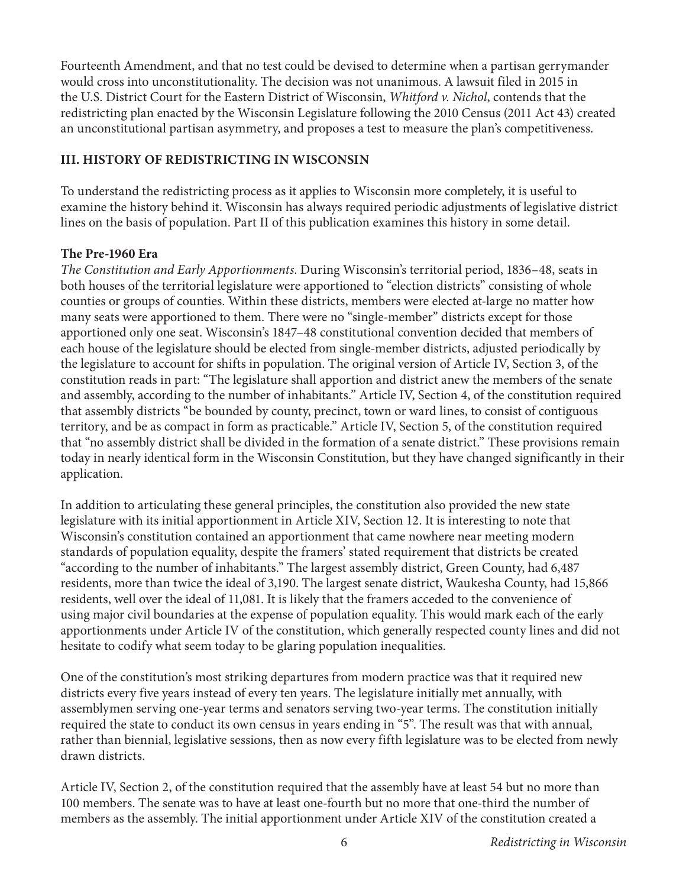Fourteenth Amendment, and that no test could be devised to determine when a partisan gerrymander would cross into unconstitutionality. The decision was not unanimous. A lawsuit filed in 2015 in the U.S. District Court for the Eastern District of Wisconsin, *Whitford v. Nichol*, contends that the redistricting plan enacted by the Wisconsin Legislature following the 2010 Census (2011 Act 43) created an unconstitutional partisan asymmetry, and proposes a test to measure the plan's competitiveness.

## III. HISTORY OF REDISTRICTING IN WISCONSIN

To understand the redistricting process as it applies to Wisconsin more completely, it is useful to examine the history behind it. Wisconsin has always required periodic adjustments of legislative district lines on the basis of population. Part II of this publication examines this history in some detail.

### The Pre-1960 Era

*The Constitution and Early Apportionments*. During Wisconsin's territorial period, 1836–48, seats in both houses of the territorial legislature were apportioned to "election districts" consisting of whole counties or groups of counties. Within these districts, members were elected at-large no matter how many seats were apportioned to them. There were no "single-member" districts except for those apportioned only one seat. Wisconsin's 1847–48 constitutional convention decided that members of each house of the legislature should be elected from single-member districts, adjusted periodically by the legislature to account for shifts in population. The original version of Article IV, Section 3, of the constitution reads in part: "The legislature shall apportion and district anew the members of the senate and assembly, according to the number of inhabitants." Article IV, Section 4, of the constitution required that assembly districts "be bounded by county, precinct, town or ward lines, to consist of contiguous territory, and be as compact in form as practicable." Article IV, Section 5, of the constitution required that "no assembly district shall be divided in the formation of a senate district." These provisions remain today in nearly identical form in the Wisconsin Constitution, but they have changed significantly in their application.

In addition to articulating these general principles, the constitution also provided the new state legislature with its initial apportionment in Article XIV, Section 12. It is interesting to note that Wisconsin's constitution contained an apportionment that came nowhere near meeting modern standards of population equality, despite the framers' stated requirement that districts be created "according to the number of inhabitants." The largest assembly district, Green County, had 6,487 residents, more than twice the ideal of 3,190. The largest senate district, Waukesha County, had 15,866 residents, well over the ideal of 11,081. It is likely that the framers acceded to the convenience of using major civil boundaries at the expense of population equality. This would mark each of the early apportionments under Article IV of the constitution, which generally respected county lines and did not hesitate to codify what seem today to be glaring population inequalities.

One of the constitution's most striking departures from modern practice was that it required new districts every five years instead of every ten years. The legislature initially met annually, with assemblymen serving one-year terms and senators serving two-year terms. The constitution initially required the state to conduct its own census in years ending in "5". The result was that with annual, rather than biennial, legislative sessions, then as now every fifth legislature was to be elected from newly drawn districts.

Article IV, Section 2, of the constitution required that the assembly have at least 54 but no more than 100 members. The senate was to have at least one-fourth but no more that one-third the number of members as the assembly. The initial apportionment under Article XIV of the constitution created a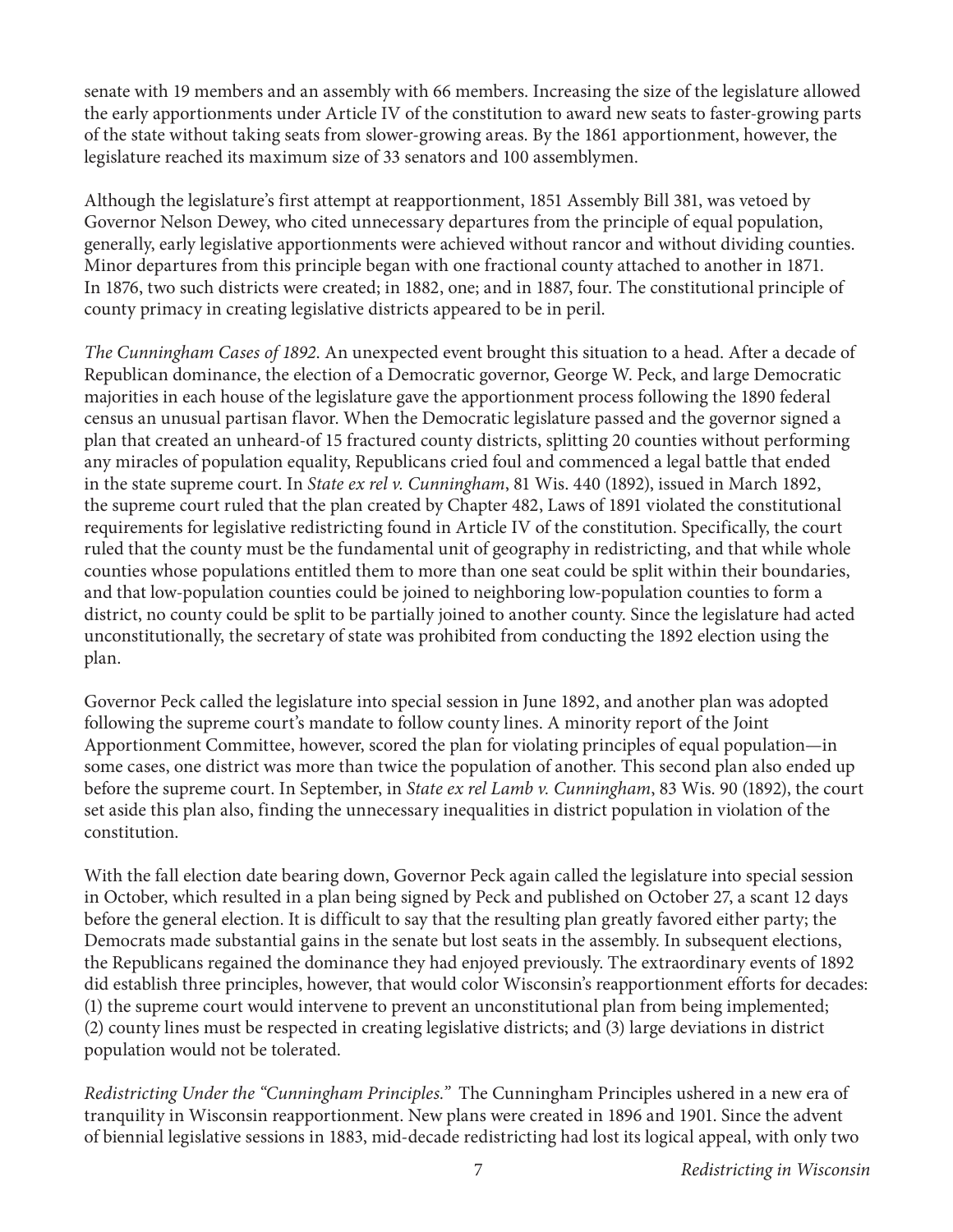senate with 19 members and an assembly with 66 members. Increasing the size of the legislature allowed the early apportionments under Article IV of the constitution to award new seats to faster-growing parts of the state without taking seats from slower-growing areas. By the 1861 apportionment, however, the legislature reached its maximum size of 33 senators and 100 assemblymen.

Although the legislature's first attempt at reapportionment, 1851 Assembly Bill 381, was vetoed by Governor Nelson Dewey, who cited unnecessary departures from the principle of equal population, generally, early legislative apportionments were achieved without rancor and without dividing counties. Minor departures from this principle began with one fractional county attached to another in 1871. In 1876, two such districts were created; in 1882, one; and in 1887, four. The constitutional principle of county primacy in creating legislative districts appeared to be in peril.

*The Cunningham Cases of 1892.* An unexpected event brought this situation to a head. After a decade of Republican dominance, the election of a Democratic governor, George W. Peck, and large Democratic majorities in each house of the legislature gave the apportionment process following the 1890 federal census an unusual partisan flavor. When the Democratic legislature passed and the governor signed a plan that created an unheard-of 15 fractured county districts, splitting 20 counties without performing any miracles of population equality, Republicans cried foul and commenced a legal battle that ended in the state supreme court. In *State ex rel v. Cunningham*, 81 Wis. 440 (1892), issued in March 1892, the supreme court ruled that the plan created by Chapter 482, Laws of 1891 violated the constitutional requirements for legislative redistricting found in Article IV of the constitution. Specifically, the court ruled that the county must be the fundamental unit of geography in redistricting, and that while whole counties whose populations entitled them to more than one seat could be split within their boundaries, and that low-population counties could be joined to neighboring low-population counties to form a district, no county could be split to be partially joined to another county. Since the legislature had acted unconstitutionally, the secretary of state was prohibited from conducting the 1892 election using the plan.

Governor Peck called the legislature into special session in June 1892, and another plan was adopted following the supreme court's mandate to follow county lines. A minority report of the Joint Apportionment Committee, however, scored the plan for violating principles of equal population—in some cases, one district was more than twice the population of another. This second plan also ended up before the supreme court. In September, in *State ex rel Lamb v. Cunningham*, 83 Wis. 90 (1892), the court set aside this plan also, finding the unnecessary inequalities in district population in violation of the constitution.

With the fall election date bearing down, Governor Peck again called the legislature into special session in October, which resulted in a plan being signed by Peck and published on October 27, a scant 12 days before the general election. It is difficult to say that the resulting plan greatly favored either party; the Democrats made substantial gains in the senate but lost seats in the assembly. In subsequent elections, the Republicans regained the dominance they had enjoyed previously. The extraordinary events of 1892 did establish three principles, however, that would color Wisconsin's reapportionment efforts for decades: (1) the supreme court would intervene to prevent an unconstitutional plan from being implemented; (2) county lines must be respected in creating legislative districts; and (3) large deviations in district population would not be tolerated.

*Redistricting Under the "Cunningham Principles."* The Cunningham Principles ushered in a new era of tranquility in Wisconsin reapportionment. New plans were created in 1896 and 1901. Since the advent of biennial legislative sessions in 1883, mid-decade redistricting had lost its logical appeal, with only two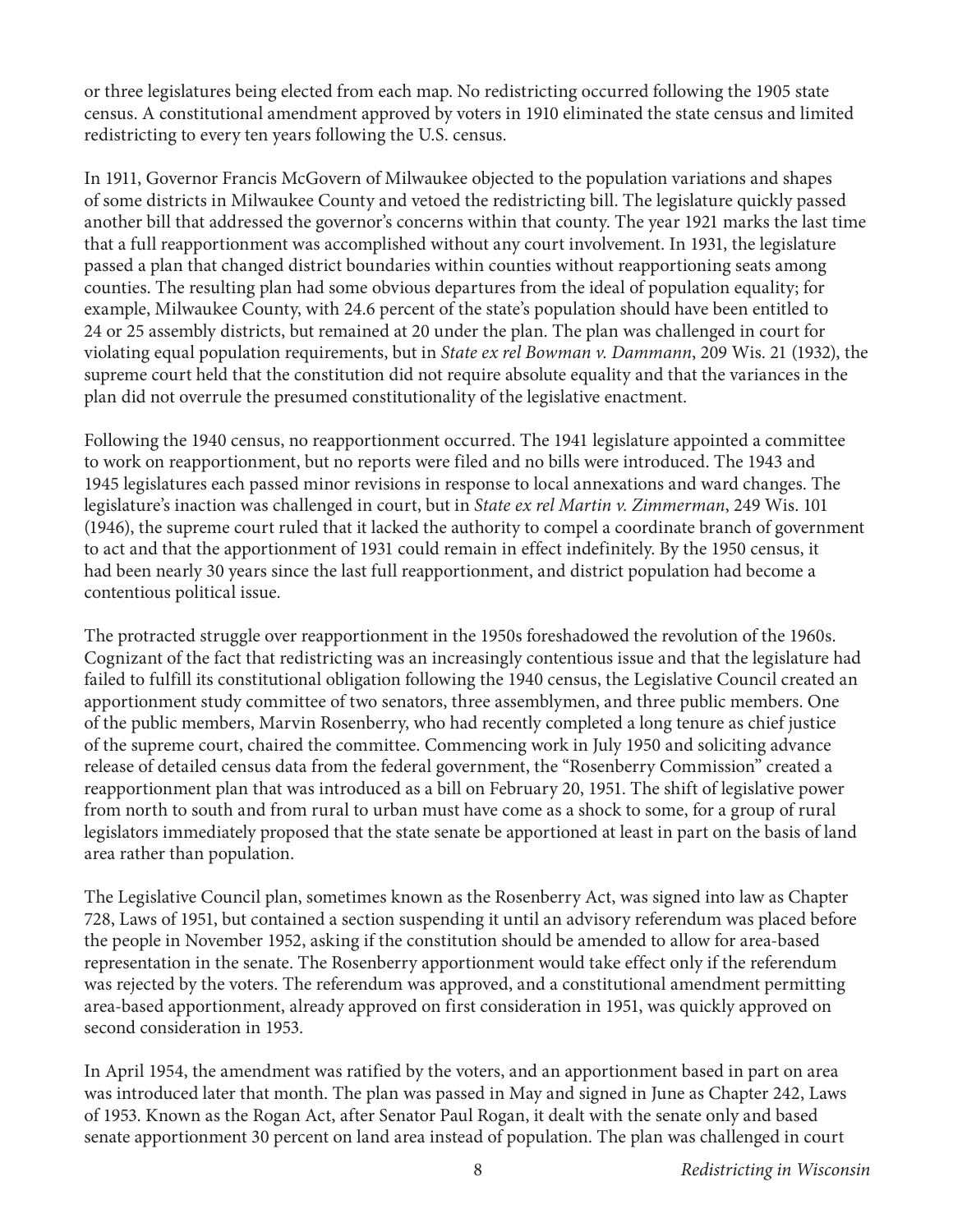or three legislatures being elected from each map. No redistricting occurred following the 1905 state census. A constitutional amendment approved by voters in 1910 eliminated the state census and limited redistricting to every ten years following the U.S. census.

In 1911, Governor Francis McGovern of Milwaukee objected to the population variations and shapes of some districts in Milwaukee County and vetoed the redistricting bill. The legislature quickly passed another bill that addressed the governor's concerns within that county. The year 1921 marks the last time that a full reapportionment was accomplished without any court involvement. In 1931, the legislature passed a plan that changed district boundaries within counties without reapportioning seats among counties. The resulting plan had some obvious departures from the ideal of population equality; for example, Milwaukee County, with 24.6 percent of the state's population should have been entitled to 24 or 25 assembly districts, but remained at 20 under the plan. The plan was challenged in court for violating equal population requirements, but in *State ex rel Bowman v. Dammann*, 209 Wis. 21 (1932), the supreme court held that the constitution did not require absolute equality and that the variances in the plan did not overrule the presumed constitutionality of the legislative enactment.

Following the 1940 census, no reapportionment occurred. The 1941 legislature appointed a committee to work on reapportionment, but no reports were filed and no bills were introduced. The 1943 and 1945 legislatures each passed minor revisions in response to local annexations and ward changes. The legislature's inaction was challenged in court, but in *State ex rel Martin v. Zimmerman*, 249 Wis. 101 (1946), the supreme court ruled that it lacked the authority to compel a coordinate branch of government to act and that the apportionment of 1931 could remain in effect indefinitely. By the 1950 census, it had been nearly 30 years since the last full reapportionment, and district population had become a contentious political issue.

The protracted struggle over reapportionment in the 1950s foreshadowed the revolution of the 1960s. Cognizant of the fact that redistricting was an increasingly contentious issue and that the legislature had failed to fulfill its constitutional obligation following the 1940 census, the Legislative Council created an apportionment study committee of two senators, three assemblymen, and three public members. One of the public members, Marvin Rosenberry, who had recently completed a long tenure as chief justice of the supreme court, chaired the committee. Commencing work in July 1950 and soliciting advance release of detailed census data from the federal government, the "Rosenberry Commission" created a reapportionment plan that was introduced as a bill on February 20, 1951. The shift of legislative power from north to south and from rural to urban must have come as a shock to some, for a group of rural legislators immediately proposed that the state senate be apportioned at least in part on the basis of land area rather than population.

The Legislative Council plan, sometimes known as the Rosenberry Act, was signed into law as Chapter 728, Laws of 1951, but contained a section suspending it until an advisory referendum was placed before the people in November 1952, asking if the constitution should be amended to allow for area-based representation in the senate. The Rosenberry apportionment would take effect only if the referendum was rejected by the voters. The referendum was approved, and a constitutional amendment permitting area-based apportionment, already approved on first consideration in 1951, was quickly approved on second consideration in 1953.

In April 1954, the amendment was ratified by the voters, and an apportionment based in part on area was introduced later that month. The plan was passed in May and signed in June as Chapter 242, Laws of 1953. Known as the Rogan Act, after Senator Paul Rogan, it dealt with the senate only and based senate apportionment 30 percent on land area instead of population. The plan was challenged in court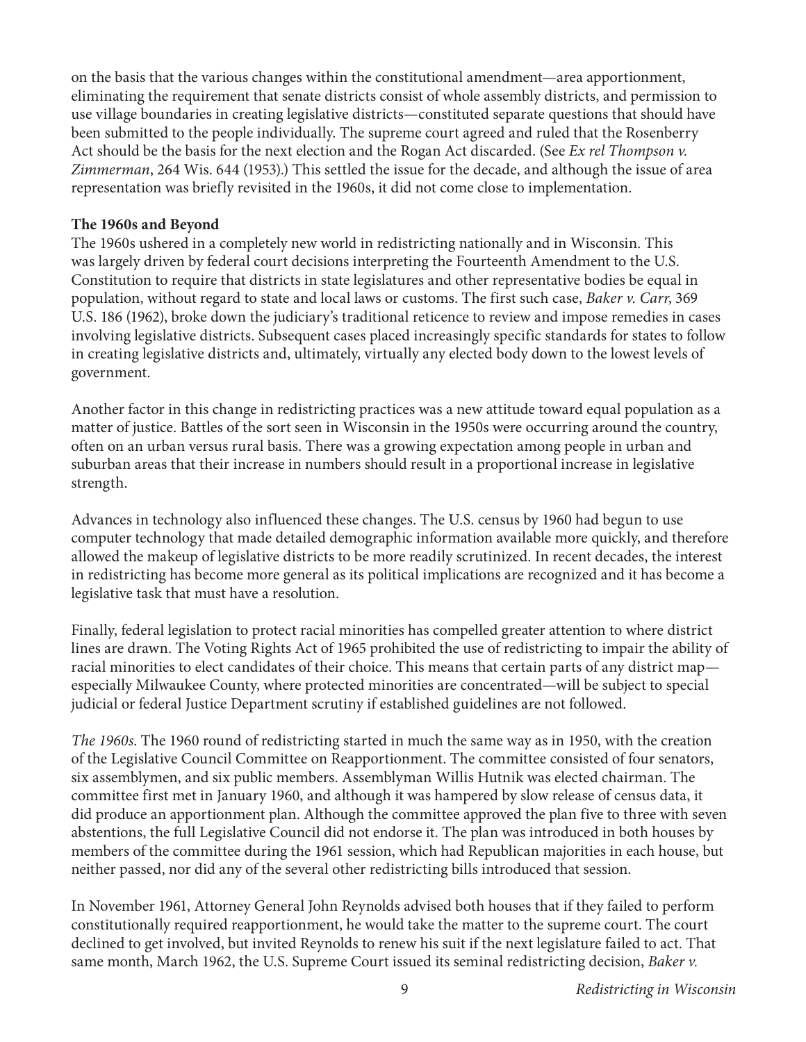on the basis that the various changes within the constitutional amendment—area apportionment, eliminating the requirement that senate districts consist of whole assembly districts, and permission to use village boundaries in creating legislative districts—constituted separate questions that should have been submitted to the people individually. The supreme court agreed and ruled that the Rosenberry Act should be the basis for the next election and the Rogan Act discarded. (See *Ex rel Thompson v. Zimmerman*, 264 Wis. 644 (1953).) This settled the issue for the decade, and although the issue of area representation was briefly revisited in the 1960s, it did not come close to implementation.

**The 1960s and Beyond**

The 1960s ushered in a completely new world in redistricting nationally and in Wisconsin. This was largely driven by federal court decisions interpreting the Fourteenth Amendment to the U.S. Constitution to require that districts in state legislatures and other representative bodies be equal in population, without regard to state and local laws or customs. The first such case, *Baker v. Carr*, 369 U.S. 186 (1962), broke down the judiciary's traditional reticence to review and impose remedies in cases involving legislative districts. Subsequent cases placed increasingly specific standards for states to follow in creating legislative districts and, ultimately, virtually any elected body down to the lowest levels of government.

Another factor in this change in redistricting practices was a new attitude toward equal population as a matter of justice. Battles of the sort seen in Wisconsin in the 1950s were occurring around the country, often on an urban versus rural basis. There was a growing expectation among people in urban and suburban areas that their increase in numbers should result in a proportional increase in legislative strength.

Advances in technology also influenced these changes. The U.S. census by 1960 had begun to use computer technology that made detailed demographic information available more quickly, and therefore allowed the makeup of legislative districts to be more readily scrutinized. In recent decades, the interest in redistricting has become more general as its political implications are recognized and it has become a legislative task that must have a resolution.

Finally, federal legislation to protect racial minorities has compelled greater attention to where district lines are drawn. The Voting Rights Act of 1965 prohibited the use of redistricting to impair the ability of racial minorities to elect candidates of their choice. This means that certain parts of any district map—especially Milwaukee County, where protected minorities are concentrated—will be subject to special judicial or federal Justice Department scrutiny if established guidelines are not followed.

*The 1960s.* The 1960 round of redistricting started in much the same way as in 1950, with the creation of the Legislative Council Committee on Reapportionment. The committee consisted of four senators, six assemblymen, and six public members. Assemblyman Willis Hutnik was elected chairman. The committee first met in January 1960, and although it was hampered by slow release of census data, it did produce an apportionment plan. Although the committee approved the plan five to three with seven abstentions, the full Legislative Council did not endorse it. The plan was introduced in both houses by members of the committee during the 1961 session, which had Republican majorities in each house, but neither passed, nor did any of the several other redistricting bills introduced that session.

In November 1961, Attorney General John Reynolds advised both houses that if they failed to perform constitutionally required reapportionment, he would take the matter to the supreme court. The court declined to get involved, but invited Reynolds to renew his suit if the next legislature failed to act. That same month, March 1962, the U.S. Supreme Court issued its seminal redistricting decision, *Baker v.*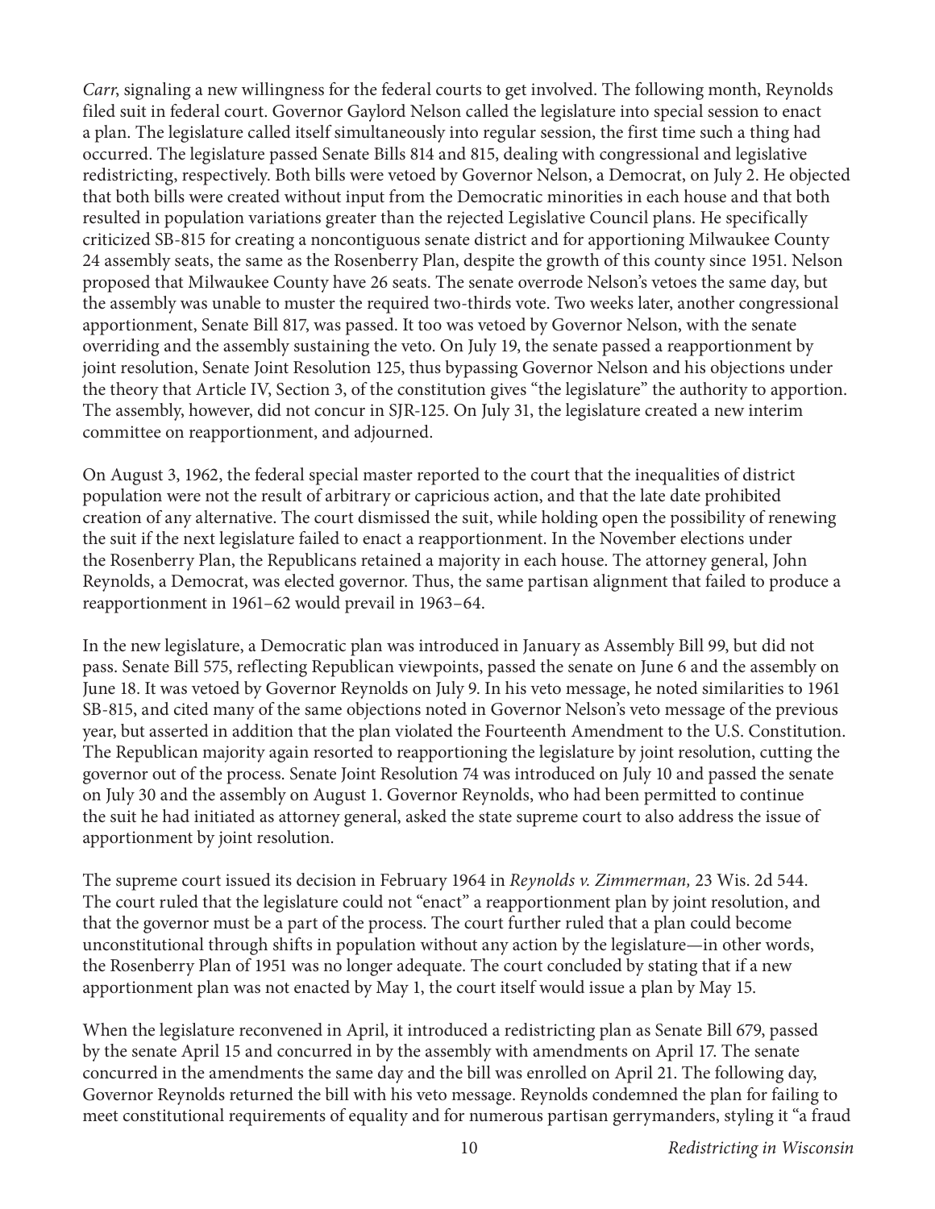*Carr*, signaling a new willingness for the federal courts to get involved. The following month, Reynolds filed suit in federal court. Governor Gaylord Nelson called the legislature into special session to enact a plan. The legislature called itself simultaneously into regular session, the first time such a thing had occurred. The legislature passed Senate Bills 814 and 815, dealing with congressional and legislative redistricting, respectively. Both bills were vetoed by Governor Nelson, a Democrat, on July 2. He objected that both bills were created without input from the Democratic minorities in each house and that both resulted in population variations greater than the rejected Legislative Council plans. He specifically criticized SB-815 for creating a noncontiguous senate district and for apportioning Milwaukee County 24 assembly seats, the same as the Rosenberry Plan, despite the growth of this county since 1951. Nelson proposed that Milwaukee County have 26 seats. The senate overrode Nelson's vetoes the same day, but the assembly was unable to muster the required two-thirds vote. Two weeks later, another congressional apportionment, Senate Bill 817, was passed. It too was vetoed by Governor Nelson, with the senate overriding and the assembly sustaining the veto. On July 19, the senate passed a reapportionment by joint resolution, Senate Joint Resolution 125, thus bypassing Governor Nelson and his objections under the theory that Article IV, Section 3, of the constitution gives "the legislature" the authority to apportion. The assembly, however, did not concur in SJR-125. On July 31, the legislature created a new interim committee on reapportionment, and adjourned.

On August 3, 1962, the federal special master reported to the court that the inequalities of district population were not the result of arbitrary or capricious action, and that the late date prohibited creation of any alternative. The court dismissed the suit, while holding open the possibility of renewing the suit if the next legislature failed to enact a reapportionment. In the November elections under the Rosenberry Plan, the Republicans retained a majority in each house. The attorney general, John Reynolds, a Democrat, was elected governor. Thus, the same partisan alignment that failed to produce a reapportionment in 1961–62 would prevail in 1963–64.

In the new legislature, a Democratic plan was introduced in January as Assembly Bill 99, but did not pass. Senate Bill 575, reflecting Republican viewpoints, passed the senate on June 6 and the assembly on June 18. It was vetoed by Governor Reynolds on July 9. In his veto message, he noted similarities to 1961 SB-815, and cited many of the same objections noted in Governor Nelson's veto message of the previous year, but asserted in addition that the plan violated the Fourteenth Amendment to the U.S. Constitution. The Republican majority again resorted to reapportioning the legislature by joint resolution, cutting the governor out of the process. Senate Joint Resolution 74 was introduced on July 10 and passed the senate on July 30 and the assembly on August 1. Governor Reynolds, who had been permitted to continue the suit he had initiated as attorney general, asked the state supreme court to also address the issue of apportionment by joint resolution.

The supreme court issued its decision in February 1964 in *Reynolds v. Zimmerman,* 23 Wis. 2d 544. The court ruled that the legislature could not "enact" a reapportionment plan by joint resolution, and that the governor must be a part of the process. The court further ruled that a plan could become unconstitutional through shifts in population without any action by the legislature—in other words, the Rosenberry Plan of 1951 was no longer adequate. The court concluded by stating that if a new apportionment plan was not enacted by May 1, the court itself would issue a plan by May 15.

When the legislature reconvened in April, it introduced a redistricting plan as Senate Bill 679, passed by the senate April 15 and concurred in by the assembly with amendments on April 17. The senate concurred in the amendments the same day and the bill was enrolled on April 21. The following day, Governor Reynolds returned the bill with his veto message. Reynolds condemned the plan for failing to meet constitutional requirements of equality and for numerous partisan gerrymanders, styling it "a fraud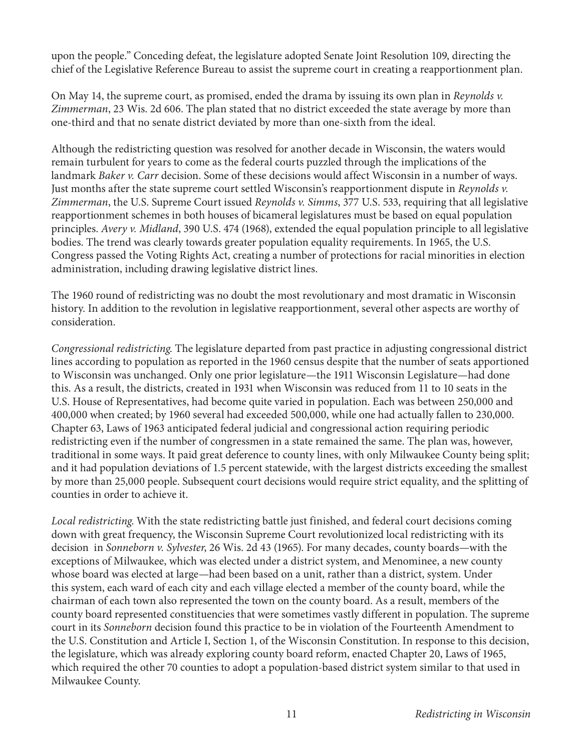upon the people." Conceding defeat, the legislature adopted Senate Joint Resolution 109, directing the chief of the Legislative Reference Bureau to assist the supreme court in creating a reapportionment plan.

On May 14, the supreme court, as promised, ended the drama by issuing its own plan in *Reynolds v. Zimmerman*, 23 Wis. 2d 606. The plan stated that no district exceeded the state average by more than one-third and that no senate district deviated by more than one-sixth from the ideal.

Although the redistricting question was resolved for another decade in Wisconsin, the waters would remain turbulent for years to come as the federal courts puzzled through the implications of the landmark *Baker v. Carr* decision. Some of these decisions would affect Wisconsin in a number of ways. Just months after the state supreme court settled Wisconsin's reapportionment dispute in *Reynolds v. Zimmerman*, the U.S. Supreme Court issued *Reynolds v. Simms*, 377 U.S. 533, requiring that all legislative reapportionment schemes in both houses of bicameral legislatures must be based on equal population principles. *Avery v. Midland*, 390 U.S. 474 (1968), extended the equal population principle to all legislative bodies. The trend was clearly towards greater population equality requirements. In 1965, the U.S. Congress passed the Voting Rights Act, creating a number of protections for racial minorities in election administration, including drawing legislative district lines.

The 1960 round of redistricting was no doubt the most revolutionary and most dramatic in Wisconsin history. In addition to the revolution in legislative reapportionment, several other aspects are worthy of consideration.

*Congressional redistricting.* The legislature departed from past practice in adjusting congressional district lines according to population as reported in the 1960 census despite that the number of seats apportioned to Wisconsin was unchanged. Only one prior legislature—the 1911 Wisconsin Legislature—had done this. As a result, the districts, created in 1931 when Wisconsin was reduced from 11 to 10 seats in the U.S. House of Representatives, had become quite varied in population. Each was between 250,000 and 400,000 when created; by 1960 several had exceeded 500,000, while one had actually fallen to 230,000. Chapter 63, Laws of 1963 anticipated federal judicial and congressional action requiring periodic redistricting even if the number of congressmen in a state remained the same. The plan was, however, traditional in some ways. It paid great deference to county lines, with only Milwaukee County being split; and it had population deviations of 1.5 percent statewide, with the largest districts exceeding the smallest by more than 25,000 people. Subsequent court decisions would require strict equality, and the splitting of counties in order to achieve it.

*Local redistricting.* With the state redistricting battle just finished, and federal court decisions coming down with great frequency, the Wisconsin Supreme Court revolutionized local redistricting with its decision in *Sonneborn v. Sylvester*, 26 Wis. 2d 43 (1965). For many decades, county boards—with the exceptions of Milwaukee, which was elected under a district system, and Menominee, a new county whose board was elected at large—had been based on a unit, rather than a district, system. Under this system, each ward of each city and each village elected a member of the county board, while the chairman of each town also represented the town on the county board. As a result, members of the county board represented constituencies that were sometimes vastly different in population. The supreme court in its *Sonneborn* decision found this practice to be in violation of the Fourteenth Amendment to the U.S. Constitution and Article I, Section 1, of the Wisconsin Constitution. In response to this decision, the legislature, which was already exploring county board reform, enacted Chapter 20, Laws of 1965, which required the other 70 counties to adopt a population-based district system similar to that used in Milwaukee County.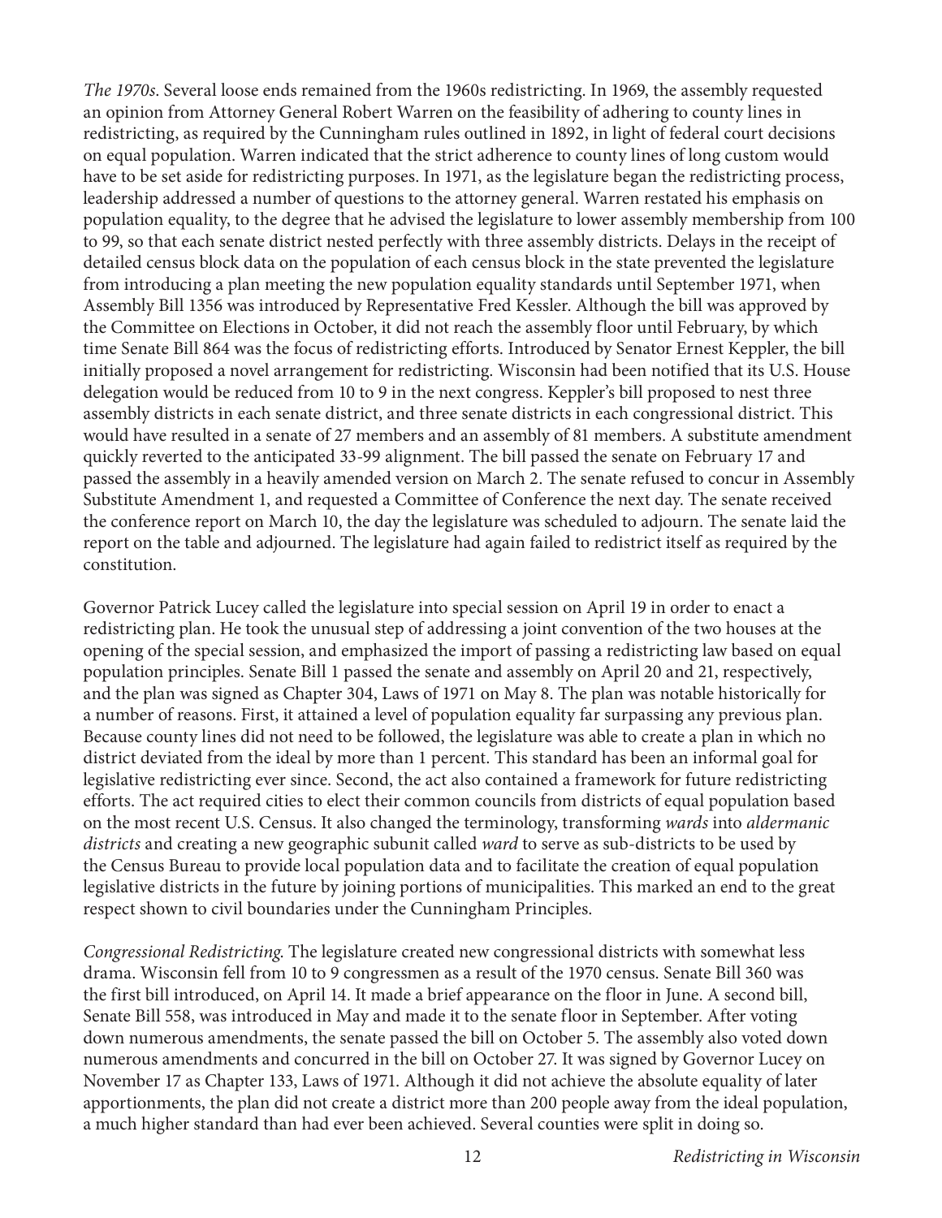*The 1970s*. Several loose ends remained from the 1960s redistricting. In 1969, the assembly requested an opinion from Attorney General Robert Warren on the feasibility of adhering to county lines in redistricting, as required by the Cunningham rules outlined in 1892, in light of federal court decisions on equal population. Warren indicated that the strict adherence to county lines of long custom would have to be set aside for redistricting purposes. In 1971, as the legislature began the redistricting process, leadership addressed a number of questions to the attorney general. Warren restated his emphasis on population equality, to the degree that he advised the legislature to lower assembly membership from 100 to 99, so that each senate district nested perfectly with three assembly districts. Delays in the receipt of detailed census block data on the population of each census block in the state prevented the legislature from introducing a plan meeting the new population equality standards until September 1971, when Assembly Bill 1356 was introduced by Representative Fred Kessler. Although the bill was approved by the Committee on Elections in October, it did not reach the assembly floor until February, by which time Senate Bill 864 was the focus of redistricting efforts. Introduced by Senator Ernest Keppler, the bill initially proposed a novel arrangement for redistricting. Wisconsin had been notified that its U.S. House delegation would be reduced from 10 to 9 in the next congress. Keppler's bill proposed to nest three assembly districts in each senate district, and three senate districts in each congressional district. This would have resulted in a senate of 27 members and an assembly of 81 members. A substitute amendment quickly reverted to the anticipated 33-99 alignment. The bill passed the senate on February 17 and passed the assembly in a heavily amended version on March 2. The senate refused to concur in Assembly Substitute Amendment 1, and requested a Committee of Conference the next day. The senate received the conference report on March 10, the day the legislature was scheduled to adjourn. The senate laid the report on the table and adjourned. The legislature had again failed to redistrict itself as required by the constitution.

Governor Patrick Lucey called the legislature into special session on April 19 in order to enact a redistricting plan. He took the unusual step of addressing a joint convention of the two houses at the opening of the special session, and emphasized the import of passing a redistricting law based on equal population principles. Senate Bill 1 passed the senate and assembly on April 20 and 21, respectively, and the plan was signed as Chapter 304, Laws of 1971 on May 8. The plan was notable historically for a number of reasons. First, it attained a level of population equality far surpassing any previous plan. Because county lines did not need to be followed, the legislature was able to create a plan in which no district deviated from the ideal by more than 1 percent. This standard has been an informal goal for legislative redistricting ever since. Second, the act also contained a framework for future redistricting efforts. The act required cities to elect their common councils from districts of equal population based on the most recent U.S. Census. It also changed the terminology, transforming *wards* into *aldermanic districts* and creating a new geographic subunit called *ward* to serve as sub-districts to be used by the Census Bureau to provide local population data and to facilitate the creation of equal population legislative districts in the future by joining portions of municipalities. This marked an end to the great respect shown to civil boundaries under the Cunningham Principles.

*Congressional Redistricting*. The legislature created new congressional districts with somewhat less drama. Wisconsin fell from 10 to 9 congressmen as a result of the 1970 census. Senate Bill 360 was the first bill introduced, on April 14. It made a brief appearance on the floor in June. A second bill, Senate Bill 558, was introduced in May and made it to the senate floor in September. After voting down numerous amendments, the senate passed the bill on October 5. The assembly also voted down numerous amendments and concurred in the bill on October 27. It was signed by Governor Lucey on November 17 as Chapter 133, Laws of 1971. Although it did not achieve the absolute equality of later apportionments, the plan did not create a district more than 200 people away from the ideal population, a much higher standard than had ever been achieved. Several counties were split in doing so.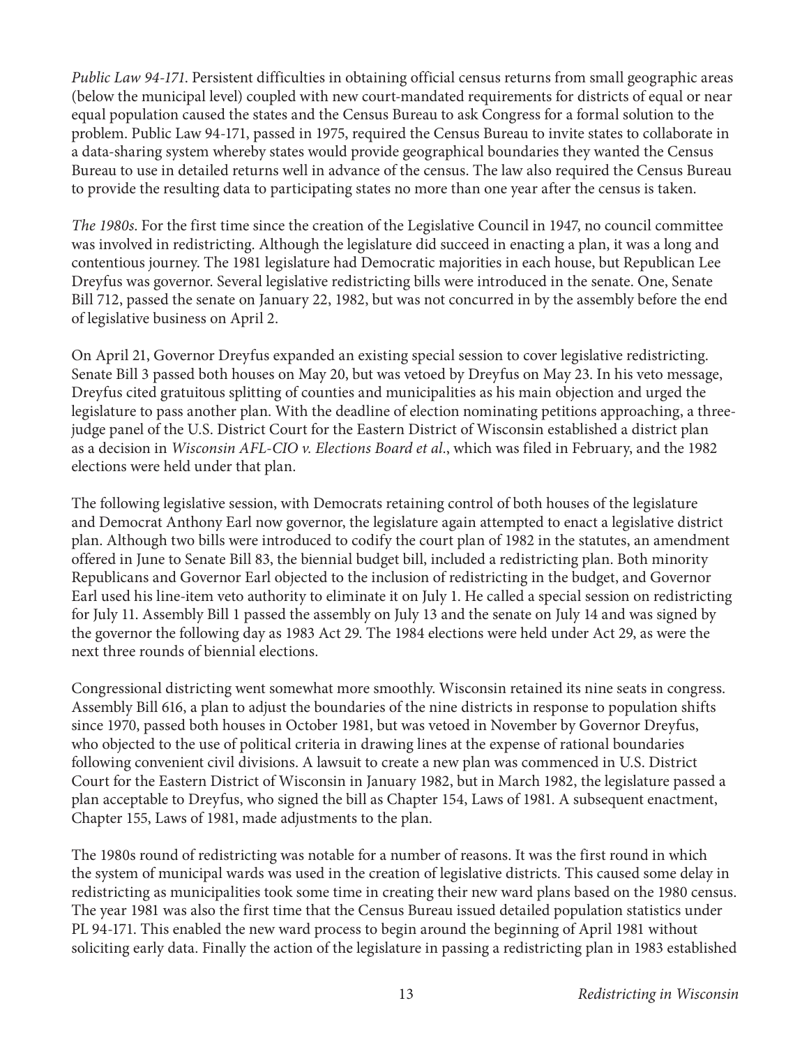*Public Law 94-171*. Persistent difficulties in obtaining official census returns from small geographic areas (below the municipal level) coupled with new court-mandated requirements for districts of equal or near equal population caused the states and the Census Bureau to ask Congress for a formal solution to the problem. Public Law 94-171, passed in 1975, required the Census Bureau to invite states to collaborate in a data-sharing system whereby states would provide geographical boundaries they wanted the Census Bureau to use in detailed returns well in advance of the census. The law also required the Census Bureau to provide the resulting data to participating states no more than one year after the census is taken.

*The 1980s*. For the first time since the creation of the Legislative Council in 1947, no council committee was involved in redistricting. Although the legislature did succeed in enacting a plan, it was a long and contentious journey. The 1981 legislature had Democratic majorities in each house, but Republican Lee Dreyfus was governor. Several legislative redistricting bills were introduced in the senate. One, Senate Bill 712, passed the senate on January 22, 1982, but was not concurred in by the assembly before the end of legislative business on April 2.

On April 21, Governor Dreyfus expanded an existing special session to cover legislative redistricting. Senate Bill 3 passed both houses on May 20, but was vetoed by Dreyfus on May 23. In his veto message, Dreyfus cited gratuitous splitting of counties and municipalities as his main objection and urged the legislature to pass another plan. With the deadline of election nominating petitions approaching, a three-judge panel of the U.S. District Court for the Eastern District of Wisconsin established a district plan as a decision in *Wisconsin AFL-CIO v. Elections Board et al*., which was filed in February, and the 1982 elections were held under that plan.

The following legislative session, with Democrats retaining control of both houses of the legislature and Democrat Anthony Earl now governor, the legislature again attempted to enact a legislative district plan. Although two bills were introduced to codify the court plan of 1982 in the statutes, an amendment offered in June to Senate Bill 83, the biennial budget bill, included a redistricting plan. Both minority Republicans and Governor Earl objected to the inclusion of redistricting in the budget, and Governor Earl used his line-item veto authority to eliminate it on July 1. He called a special session on redistricting for July 11. Assembly Bill 1 passed the assembly on July 13 and the senate on July 14 and was signed by the governor the following day as 1983 Act 29. The 1984 elections were held under Act 29, as were the next three rounds of biennial elections.

Congressional districting went somewhat more smoothly. Wisconsin retained its nine seats in congress. Assembly Bill 616, a plan to adjust the boundaries of the nine districts in response to population shifts since 1970, passed both houses in October 1981, but was vetoed in November by Governor Dreyfus, who objected to the use of political criteria in drawing lines at the expense of rational boundaries following convenient civil divisions. A lawsuit to create a new plan was commenced in U.S. District Court for the Eastern District of Wisconsin in January 1982, but in March 1982, the legislature passed a plan acceptable to Dreyfus, who signed the bill as Chapter 154, Laws of 1981. A subsequent enactment, Chapter 155, Laws of 1981, made adjustments to the plan.

The 1980s round of redistricting was notable for a number of reasons. It was the first round in which the system of municipal wards was used in the creation of legislative districts. This caused some delay in redistricting as municipalities took some time in creating their new ward plans based on the 1980 census. The year 1981 was also the first time that the Census Bureau issued detailed population statistics under PL 94-171. This enabled the new ward process to begin around the beginning of April 1981 without soliciting early data. Finally the action of the legislature in passing a redistricting plan in 1983 established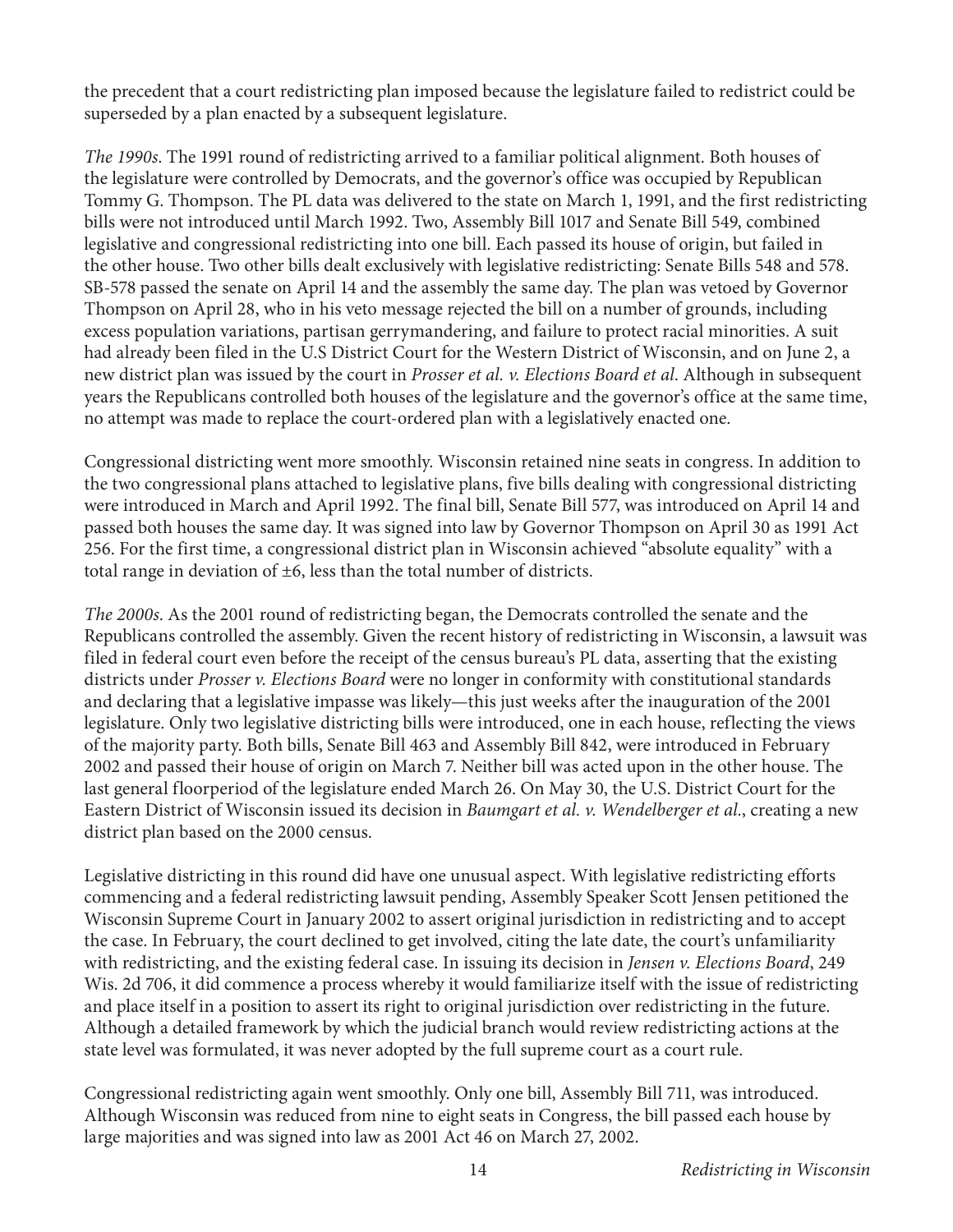the precedent that a court redistricting plan imposed because the legislature failed to redistrict could be superseded by a plan enacted by a subsequent legislature.

*The 1990s.* The 1991 round of redistricting arrived to a familiar political alignment. Both houses of the legislature were controlled by Democrats, and the governor's office was occupied by Republican Tommy G. Thompson. The PL data was delivered to the state on March 1, 1991, and the first redistricting bills were not introduced until March 1992. Two, Assembly Bill 1017 and Senate Bill 549, combined legislative and congressional redistricting into one bill. Each passed its house of origin, but failed in the other house. Two other bills dealt exclusively with legislative redistricting: Senate Bills 548 and 578. SB-578 passed the senate on April 14 and the assembly the same day. The plan was vetoed by Governor Thompson on April 28, who in his veto message rejected the bill on a number of grounds, including excess population variations, partisan gerrymandering, and failure to protect racial minorities. A suit had already been filed in the U.S District Court for the Western District of Wisconsin, and on June 2, a new district plan was issued by the court in *Prosser et al. v. Elections Board et al.* Although in subsequent years the Republicans controlled both houses of the legislature and the governor's office at the same time, no attempt was made to replace the court-ordered plan with a legislatively enacted one.

Congressional districting went more smoothly. Wisconsin retained nine seats in congress. In addition to the two congressional plans attached to legislative plans, five bills dealing with congressional districting were introduced in March and April 1992. The final bill, Senate Bill 577, was introduced on April 14 and passed both houses the same day. It was signed into law by Governor Thompson on April 30 as 1991 Act 256. For the first time, a congressional district plan in Wisconsin achieved "absolute equality" with a total range in deviation of ±6, less than the total number of districts.

*The 2000s.* As the 2001 round of redistricting began, the Democrats controlled the senate and the Republicans controlled the assembly. Given the recent history of redistricting in Wisconsin, a lawsuit was filed in federal court even before the receipt of the census bureau's PL data, asserting that the existing districts under *Prosser v. Elections Board* were no longer in conformity with constitutional standards and declaring that a legislative impasse was likely—this just weeks after the inauguration of the 2001 legislature. Only two legislative districting bills were introduced, one in each house, reflecting the views of the majority party. Both bills, Senate Bill 463 and Assembly Bill 842, were introduced in February 2002 and passed their house of origin on March 7. Neither bill was acted upon in the other house. The last general floorperiod of the legislature ended March 26. On May 30, the U.S. District Court for the Eastern District of Wisconsin issued its decision in *Baumgart et al. v. Wendelberger et al.*, creating a new district plan based on the 2000 census.

Legislative districting in this round did have one unusual aspect. With legislative redistricting efforts commencing and a federal redistricting lawsuit pending, Assembly Speaker Scott Jensen petitioned the Wisconsin Supreme Court in January 2002 to assert original jurisdiction in redistricting and to accept the case. In February, the court declined to get involved, citing the late date, the court's unfamiliarity with redistricting, and the existing federal case. In issuing its decision in *Jensen v. Elections Board*, 249 Wis. 2d 706, it did commence a process whereby it would familiarize itself with the issue of redistricting and place itself in a position to assert its right to original jurisdiction over redistricting in the future. Although a detailed framework by which the judicial branch would review redistricting actions at the state level was formulated, it was never adopted by the full supreme court as a court rule.

Congressional redistricting again went smoothly. Only one bill, Assembly Bill 711, was introduced. Although Wisconsin was reduced from nine to eight seats in Congress, the bill passed each house by large majorities and was signed into law as 2001 Act 46 on March 27, 2002.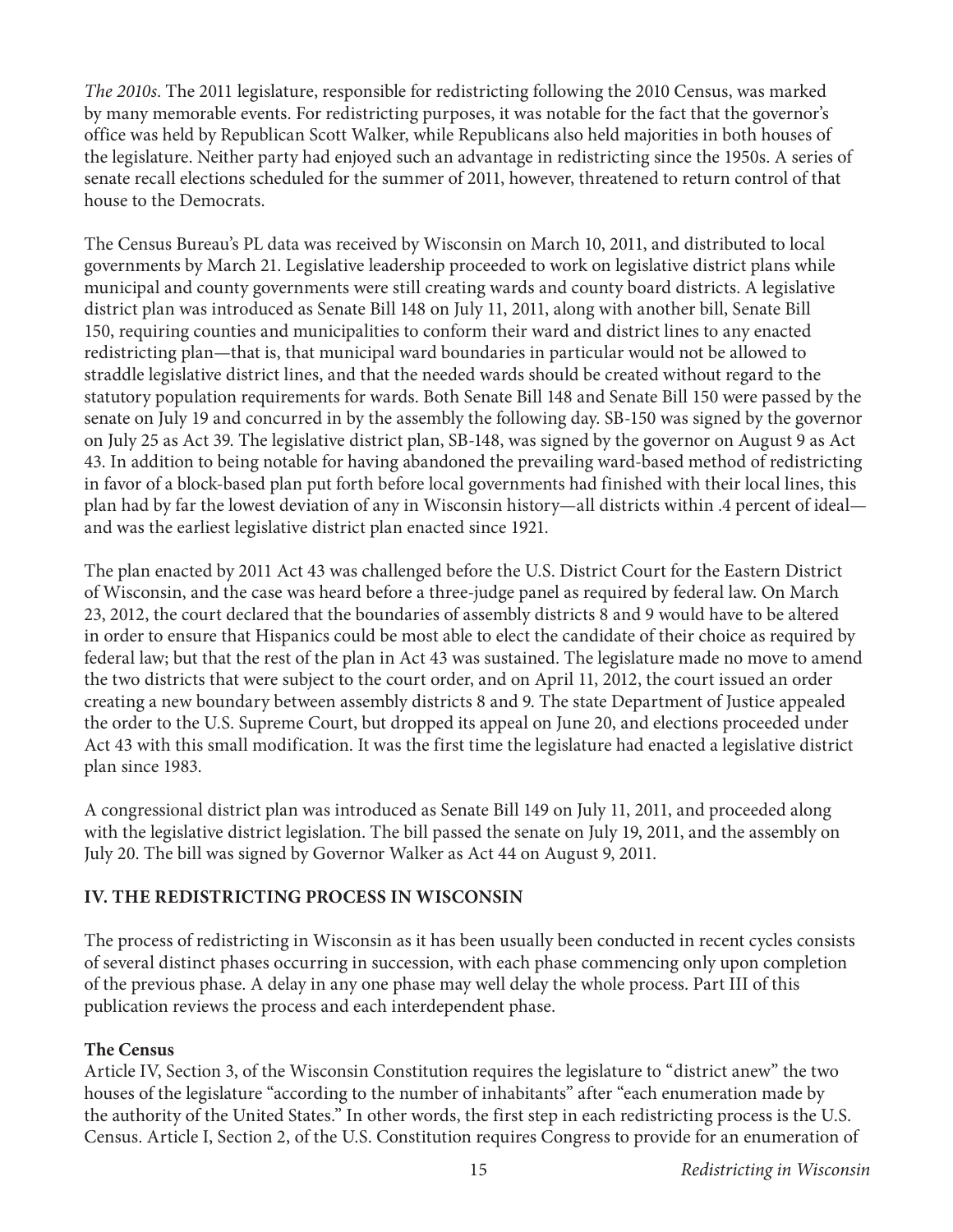*The 2010s.* The 2011 legislature, responsible for redistricting following the 2010 Census, was marked by many memorable events. For redistricting purposes, it was notable for the fact that the governor's office was held by Republican Scott Walker, while Republicans also held majorities in both houses of the legislature. Neither party had enjoyed such an advantage in redistricting since the 1950s. A series of senate recall elections scheduled for the summer of 2011, however, threatened to return control of that house to the Democrats.

The Census Bureau's PL data was received by Wisconsin on March 10, 2011, and distributed to local governments by March 21. Legislative leadership proceeded to work on legislative district plans while municipal and county governments were still creating wards and county board districts. A legislative district plan was introduced as Senate Bill 148 on July 11, 2011, along with another bill, Senate Bill 150, requiring counties and municipalities to conform their ward and district lines to any enacted redistricting plan—that is, that municipal ward boundaries in particular would not be allowed to straddle legislative district lines, and that the needed wards should be created without regard to the statutory population requirements for wards. Both Senate Bill 148 and Senate Bill 150 were passed by the senate on July 19 and concurred in by the assembly the following day. SB-150 was signed by the governor on July 25 as Act 39. The legislative district plan, SB-148, was signed by the governor on August 9 as Act 43. In addition to being notable for having abandoned the prevailing ward-based method of redistricting in favor of a block-based plan put forth before local governments had finished with their local lines, this plan had by far the lowest deviation of any in Wisconsin history—all districts within .4 percent of ideal—and was the earliest legislative district plan enacted since 1921.

The plan enacted by 2011 Act 43 was challenged before the U.S. District Court for the Eastern District of Wisconsin, and the case was heard before a three-judge panel as required by federal law. On March 23, 2012, the court declared that the boundaries of assembly districts 8 and 9 would have to be altered in order to ensure that Hispanics could be most able to elect the candidate of their choice as required by federal law; but that the rest of the plan in Act 43 was sustained. The legislature made no move to amend the two districts that were subject to the court order, and on April 11, 2012, the court issued an order creating a new boundary between assembly districts 8 and 9. The state Department of Justice appealed the order to the U.S. Supreme Court, but dropped its appeal on June 20, and elections proceeded under Act 43 with this small modification. It was the first time the legislature had enacted a legislative district plan since 1983.

A congressional district plan was introduced as Senate Bill 149 on July 11, 2011, and proceeded along with the legislative district legislation. The bill passed the senate on July 19, 2011, and the assembly on July 20. The bill was signed by Governor Walker as Act 44 on August 9, 2011.

## IV. THE REDISTRICTING PROCESS IN WISCONSIN

The process of redistricting in Wisconsin as it has been usually been conducted in recent cycles consists of several distinct phases occurring in succession, with each phase commencing only upon completion of the previous phase. A delay in any one phase may well delay the whole process. Part III of this publication reviews the process and each interdependent phase.

### The Census

Article IV, Section 3, of the Wisconsin Constitution requires the legislature to "district anew" the two houses of the legislature "according to the number of inhabitants" after "each enumeration made by the authority of the United States." In other words, the first step in each redistricting process is the U.S. Census. Article I, Section 2, of the U.S. Constitution requires Congress to provide for an enumeration of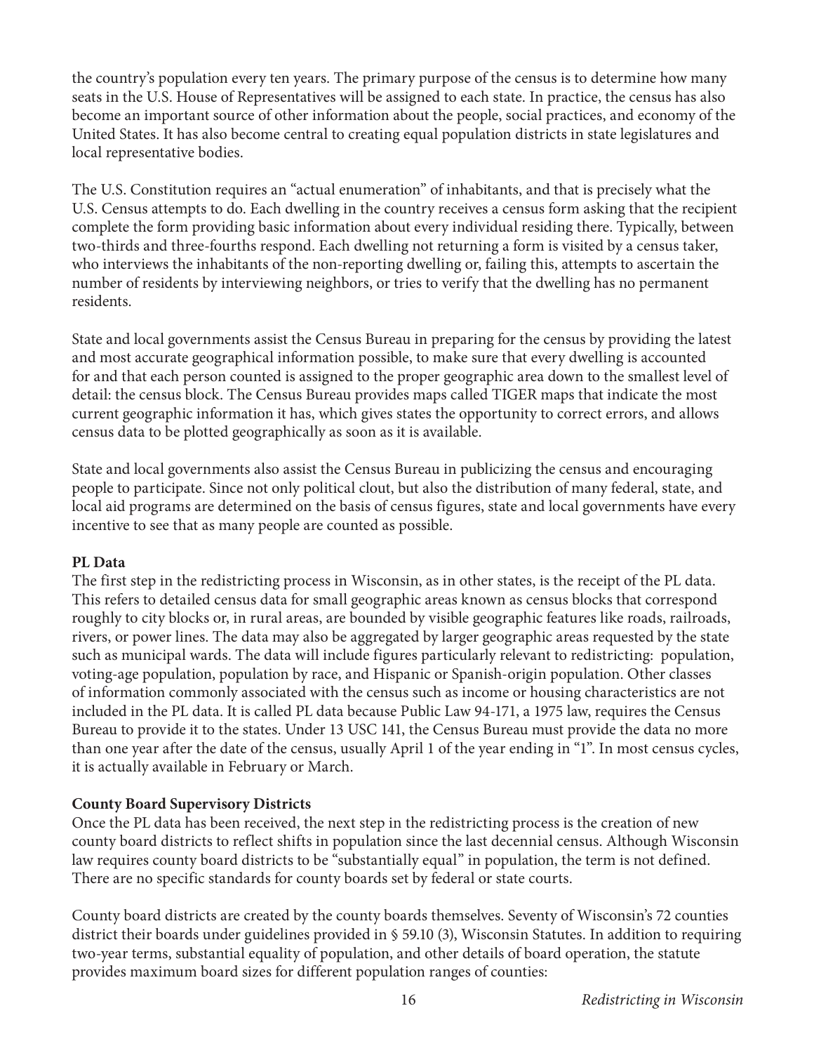the country's population every ten years. The primary purpose of the census is to determine how many seats in the U.S. House of Representatives will be assigned to each state. In practice, the census has also become an important source of other information about the people, social practices, and economy of the United States. It has also become central to creating equal population districts in state legislatures and local representative bodies.

The U.S. Constitution requires an "actual enumeration" of inhabitants, and that is precisely what the U.S. Census attempts to do. Each dwelling in the country receives a census form asking that the recipient complete the form providing basic information about every individual residing there. Typically, between two-thirds and three-fourths respond. Each dwelling not returning a form is visited by a census taker, who interviews the inhabitants of the non-reporting dwelling or, failing this, attempts to ascertain the number of residents by interviewing neighbors, or tries to verify that the dwelling has no permanent residents.

State and local governments assist the Census Bureau in preparing for the census by providing the latest and most accurate geographical information possible, to make sure that every dwelling is accounted for and that each person counted is assigned to the proper geographic area down to the smallest level of detail: the census block. The Census Bureau provides maps called TIGER maps that indicate the most current geographic information it has, which gives states the opportunity to correct errors, and allows census data to be plotted geographically as soon as it is available.

State and local governments also assist the Census Bureau in publicizing the census and encouraging people to participate. Since not only political clout, but also the distribution of many federal, state, and local aid programs are determined on the basis of census figures, state and local governments have every incentive to see that as many people are counted as possible.

**PL Data**

The first step in the redistricting process in Wisconsin, as in other states, is the receipt of the PL data. This refers to detailed census data for small geographic areas known as census blocks that correspond roughly to city blocks or, in rural areas, are bounded by visible geographic features like roads, railroads, rivers, or power lines. The data may also be aggregated by larger geographic areas requested by the state such as municipal wards. The data will include figures particularly relevant to redistricting: population, voting-age population, population by race, and Hispanic or Spanish-origin population. Other classes of information commonly associated with the census such as income or housing characteristics are not included in the PL data. It is called PL data because Public Law 94-171, a 1975 law, requires the Census Bureau to provide it to the states. Under 13 USC 141, the Census Bureau must provide the data no more than one year after the date of the census, usually April 1 of the year ending in "1". In most census cycles, it is actually available in February or March.

**County Board Supervisory Districts**

Once the PL data has been received, the next step in the redistricting process is the creation of new county board districts to reflect shifts in population since the last decennial census. Although Wisconsin law requires county board districts to be "substantially equal" in population, the term is not defined. There are no specific standards for county boards set by federal or state courts.

County board districts are created by the county boards themselves. Seventy of Wisconsin's 72 counties district their boards under guidelines provided in § 59.10 (3), Wisconsin Statutes. In addition to requiring two-year terms, substantial equality of population, and other details of board operation, the statute provides maximum board sizes for different population ranges of counties: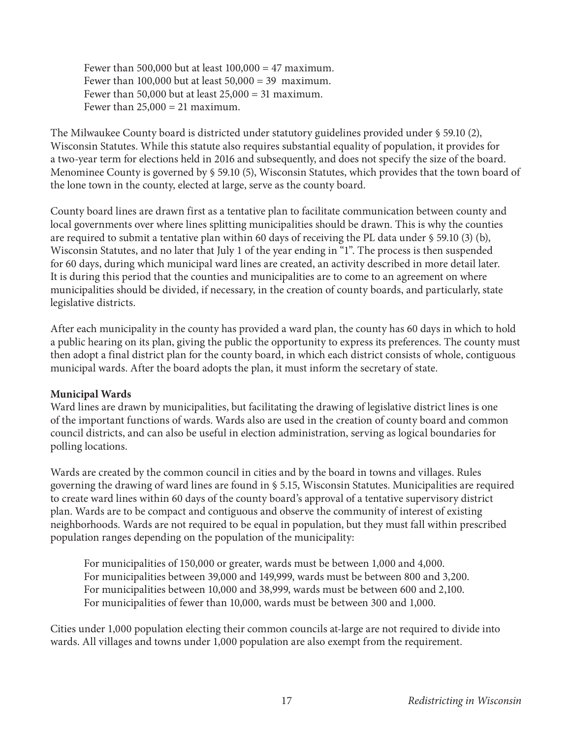Fewer than 500,000 but at least 100,000 = 47 maximum.
Fewer than 100,000 but at least 50,000 = 39 maximum.
Fewer than 50,000 but at least 25,000 = 31 maximum.
Fewer than 25,000 = 21 maximum.

The Milwaukee County board is districted under statutory guidelines provided under § 59.10 (2), Wisconsin Statutes. While this statute also requires substantial equality of population, it provides for a two-year term for elections held in 2016 and subsequently, and does not specify the size of the board. Menominee County is governed by § 59.10 (5), Wisconsin Statutes, which provides that the town board of the lone town in the county, elected at large, serve as the county board.

County board lines are drawn first as a tentative plan to facilitate communication between county and local governments over where lines splitting municipalities should be drawn. This is why the counties are required to submit a tentative plan within 60 days of receiving the PL data under § 59.10 (3) (b), Wisconsin Statutes, and no later that July 1 of the year ending in "1". The process is then suspended for 60 days, during which municipal ward lines are created, an activity described in more detail later. It is during this period that the counties and municipalities are to come to an agreement on where municipalities should be divided, if necessary, in the creation of county boards, and particularly, state legislative districts.

After each municipality in the county has provided a ward plan, the county has 60 days in which to hold a public hearing on its plan, giving the public the opportunity to express its preferences. The county must then adopt a final district plan for the county board, in which each district consists of whole, contiguous municipal wards. After the board adopts the plan, it must inform the secretary of state.

**Municipal Wards**

Ward lines are drawn by municipalities, but facilitating the drawing of legislative district lines is one of the important functions of wards. Wards also are used in the creation of county board and common council districts, and can also be useful in election administration, serving as logical boundaries for polling locations.

Wards are created by the common council in cities and by the board in towns and villages. Rules governing the drawing of ward lines are found in § 5.15, Wisconsin Statutes. Municipalities are required to create ward lines within 60 days of the county board's approval of a tentative supervisory district plan. Wards are to be compact and contiguous and observe the community of interest of existing neighborhoods. Wards are not required to be equal in population, but they must fall within prescribed population ranges depending on the population of the municipality:

For municipalities of 150,000 or greater, wards must be between 1,000 and 4,000.
For municipalities between 39,000 and 149,999, wards must be between 800 and 3,200.
For municipalities between 10,000 and 38,999, wards must be between 600 and 2,100.
For municipalities of fewer than 10,000, wards must be between 300 and 1,000.

Cities under 1,000 population electing their common councils at-large are not required to divide into wards. All villages and towns under 1,000 population are also exempt from the requirement.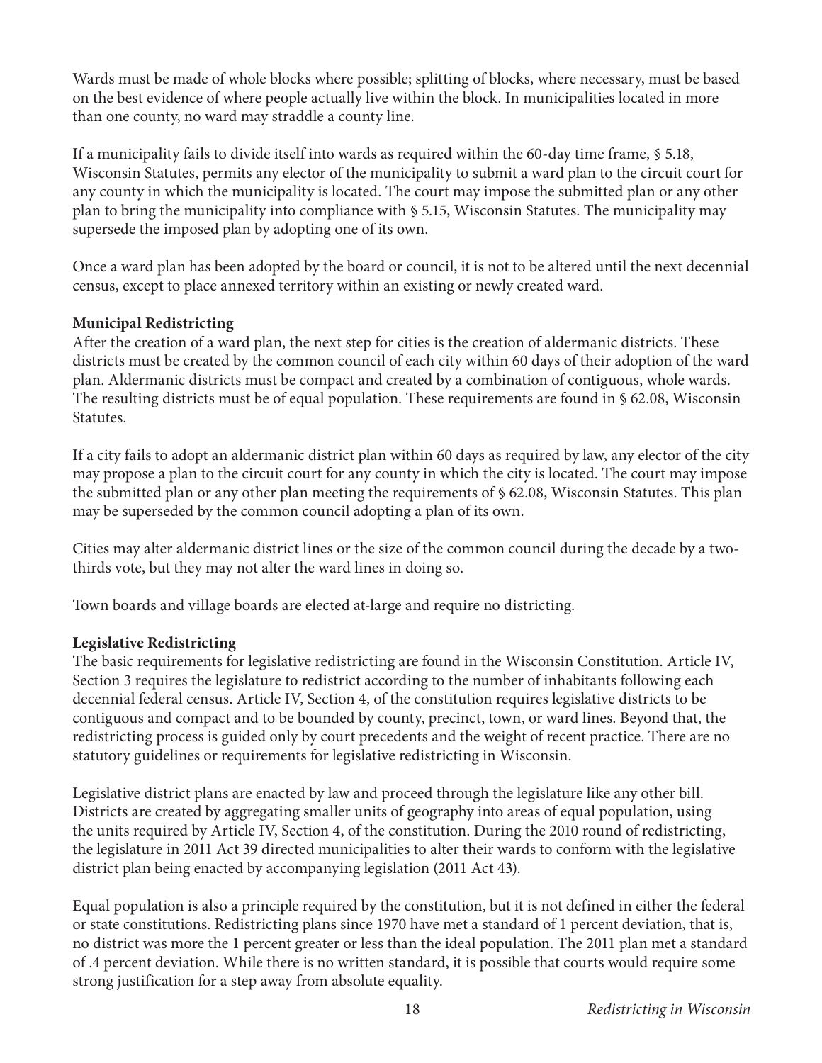Wards must be made of whole blocks where possible; splitting of blocks, where necessary, must be based on the best evidence of where people actually live within the block. In municipalities located in more than one county, no ward may straddle a county line.

If a municipality fails to divide itself into wards as required within the 60-day time frame, § 5.18, Wisconsin Statutes, permits any elector of the municipality to submit a ward plan to the circuit court for any county in which the municipality is located. The court may impose the submitted plan or any other plan to bring the municipality into compliance with § 5.15, Wisconsin Statutes. The municipality may supersede the imposed plan by adopting one of its own.

Once a ward plan has been adopted by the board or council, it is not to be altered until the next decennial census, except to place annexed territory within an existing or newly created ward.

**Municipal Redistricting**

After the creation of a ward plan, the next step for cities is the creation of aldermanic districts. These districts must be created by the common council of each city within 60 days of their adoption of the ward plan. Aldermanic districts must be compact and created by a combination of contiguous, whole wards. The resulting districts must be of equal population. These requirements are found in § 62.08, Wisconsin Statutes.

If a city fails to adopt an aldermanic district plan within 60 days as required by law, any elector of the city may propose a plan to the circuit court for any county in which the city is located. The court may impose the submitted plan or any other plan meeting the requirements of § 62.08, Wisconsin Statutes. This plan may be superseded by the common council adopting a plan of its own.

Cities may alter aldermanic district lines or the size of the common council during the decade by a two-thirds vote, but they may not alter the ward lines in doing so.

Town boards and village boards are elected at-large and require no districting.

**Legislative Redistricting**

The basic requirements for legislative redistricting are found in the Wisconsin Constitution. Article IV, Section 3 requires the legislature to redistrict according to the number of inhabitants following each decennial federal census. Article IV, Section 4, of the constitution requires legislative districts to be contiguous and compact and to be bounded by county, precinct, town, or ward lines. Beyond that, the redistricting process is guided only by court precedents and the weight of recent practice. There are no statutory guidelines or requirements for legislative redistricting in Wisconsin.

Legislative district plans are enacted by law and proceed through the legislature like any other bill. Districts are created by aggregating smaller units of geography into areas of equal population, using the units required by Article IV, Section 4, of the constitution. During the 2010 round of redistricting, the legislature in 2011 Act 39 directed municipalities to alter their wards to conform with the legislative district plan being enacted by accompanying legislation (2011 Act 43).

Equal population is also a principle required by the constitution, but it is not defined in either the federal or state constitutions. Redistricting plans since 1970 have met a standard of 1 percent deviation, that is, no district was more the 1 percent greater or less than the ideal population. The 2011 plan met a standard of .4 percent deviation. While there is no written standard, it is possible that courts would require some strong justification for a step away from absolute equality.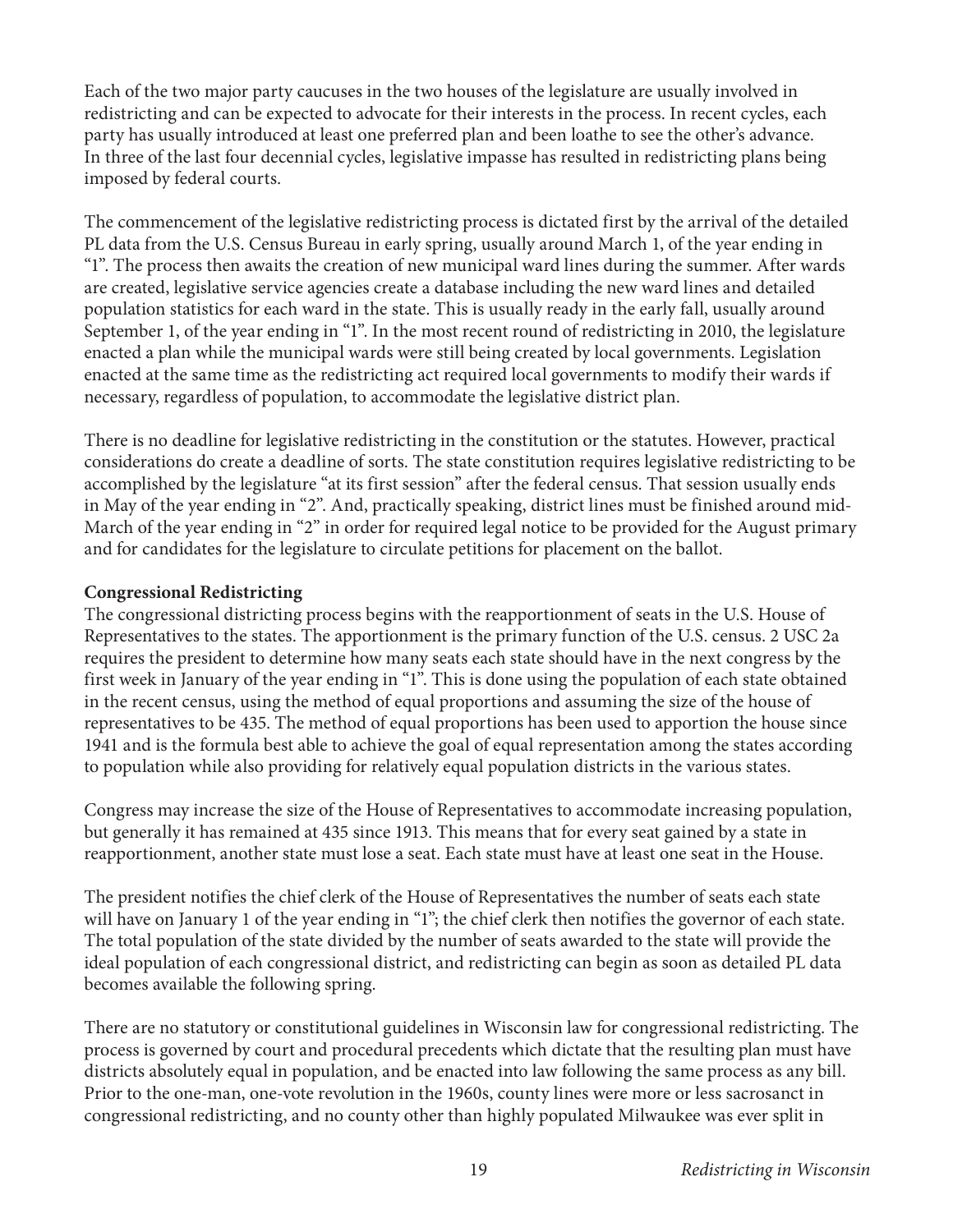Each of the two major party caucuses in the two houses of the legislature are usually involved in redistricting and can be expected to advocate for their interests in the process. In recent cycles, each party has usually introduced at least one preferred plan and been loathe to see the other's advance. In three of the last four decennial cycles, legislative impasse has resulted in redistricting plans being imposed by federal courts.

The commencement of the legislative redistricting process is dictated first by the arrival of the detailed PL data from the U.S. Census Bureau in early spring, usually around March 1, of the year ending in "1". The process then awaits the creation of new municipal ward lines during the summer. After wards are created, legislative service agencies create a database including the new ward lines and detailed population statistics for each ward in the state. This is usually ready in the early fall, usually around September 1, of the year ending in "1". In the most recent round of redistricting in 2010, the legislature enacted a plan while the municipal wards were still being created by local governments. Legislation enacted at the same time as the redistricting act required local governments to modify their wards if necessary, regardless of population, to accommodate the legislative district plan.

There is no deadline for legislative redistricting in the constitution or the statutes. However, practical considerations do create a deadline of sorts. The state constitution requires legislative redistricting to be accomplished by the legislature "at its first session" after the federal census. That session usually ends in May of the year ending in "2". And, practically speaking, district lines must be finished around mid-March of the year ending in "2" in order for required legal notice to be provided for the August primary and for candidates for the legislature to circulate petitions for placement on the ballot.

**Congressional Redistricting**

The congressional districting process begins with the reapportionment of seats in the U.S. House of Representatives to the states. The apportionment is the primary function of the U.S. census. 2 USC 2a requires the president to determine how many seats each state should have in the next congress by the first week in January of the year ending in "1". This is done using the population of each state obtained in the recent census, using the method of equal proportions and assuming the size of the house of representatives to be 435. The method of equal proportions has been used to apportion the house since 1941 and is the formula best able to achieve the goal of equal representation among the states according to population while also providing for relatively equal population districts in the various states.

Congress may increase the size of the House of Representatives to accommodate increasing population, but generally it has remained at 435 since 1913. This means that for every seat gained by a state in reapportionment, another state must lose a seat. Each state must have at least one seat in the House.

The president notifies the chief clerk of the House of Representatives the number of seats each state will have on January 1 of the year ending in "1"; the chief clerk then notifies the governor of each state. The total population of the state divided by the number of seats awarded to the state will provide the ideal population of each congressional district, and redistricting can begin as soon as detailed PL data becomes available the following spring.

There are no statutory or constitutional guidelines in Wisconsin law for congressional redistricting. The process is governed by court and procedural precedents which dictate that the resulting plan must have districts absolutely equal in population, and be enacted into law following the same process as any bill. Prior to the one-man, one-vote revolution in the 1960s, county lines were more or less sacrosanct in congressional redistricting, and no county other than highly populated Milwaukee was ever split in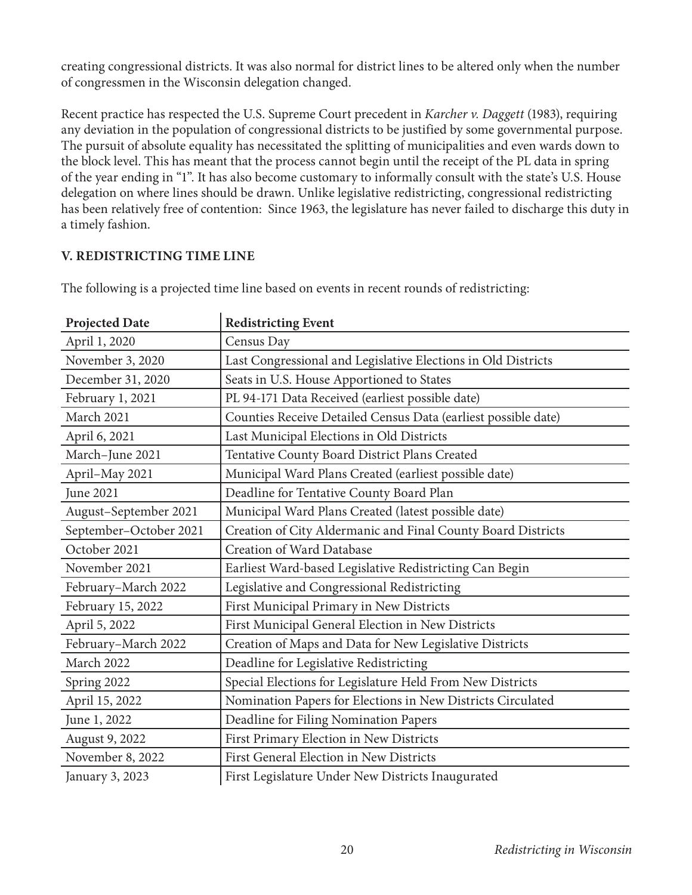creating congressional districts. It was also normal for district lines to be altered only when the number of congressmen in the Wisconsin delegation changed.

Recent practice has respected the U.S. Supreme Court precedent in *Karcher v. Daggett* (1983), requiring any deviation in the population of congressional districts to be justified by some governmental purpose. The pursuit of absolute equality has necessitated the splitting of municipalities and even wards down to the block level. This has meant that the process cannot begin until the receipt of the PL data in spring of the year ending in "1". It has also become customary to informally consult with the state's U.S. House delegation on where lines should be drawn. Unlike legislative redistricting, congressional redistricting has been relatively free of contention: Since 1963, the legislature has never failed to discharge this duty in a timely fashion.

## V. REDISTRICTING TIME LINE

The following is a projected time line based on events in recent rounds of redistricting:

| Projected Date | Redistricting Event |
|---|---|
| April 1, 2020 | Census Day |
| November 3, 2020 | Last Congressional and Legislative Elections in Old Districts |
| December 31, 2020 | Seats in U.S. House Apportioned to States |
| February 1, 2021 | PL 94-171 Data Received (earliest possible date) |
| March 2021 | Counties Receive Detailed Census Data (earliest possible date) |
| April 6, 2021 | Last Municipal Elections in Old Districts |
| March–June 2021 | Tentative County Board District Plans Created |
| April–May 2021 | Municipal Ward Plans Created (earliest possible date) |
| June 2021 | Deadline for Tentative County Board Plan |
| August–September 2021 | Municipal Ward Plans Created (latest possible date) |
| September–October 2021 | Creation of City Aldermanic and Final County Board Districts |
| October 2021 | Creation of Ward Database |
| November 2021 | Earliest Ward-based Legislative Redistricting Can Begin |
| February–March 2022 | Legislative and Congressional Redistricting |
| February 15, 2022 | First Municipal Primary in New Districts |
| April 5, 2022 | First Municipal General Election in New Districts |
| February–March 2022 | Creation of Maps and Data for New Legislative Districts |
| March 2022 | Deadline for Legislative Redistricting |
| Spring 2022 | Special Elections for Legislature Held From New Districts |
| April 15, 2022 | Nomination Papers for Elections in New Districts Circulated |
| June 1, 2022 | Deadline for Filing Nomination Papers |
| August 9, 2022 | First Primary Election in New Districts |
| November 8, 2022 | First General Election in New Districts |
| January 3, 2023 | First Legislature Under New Districts Inaugurated |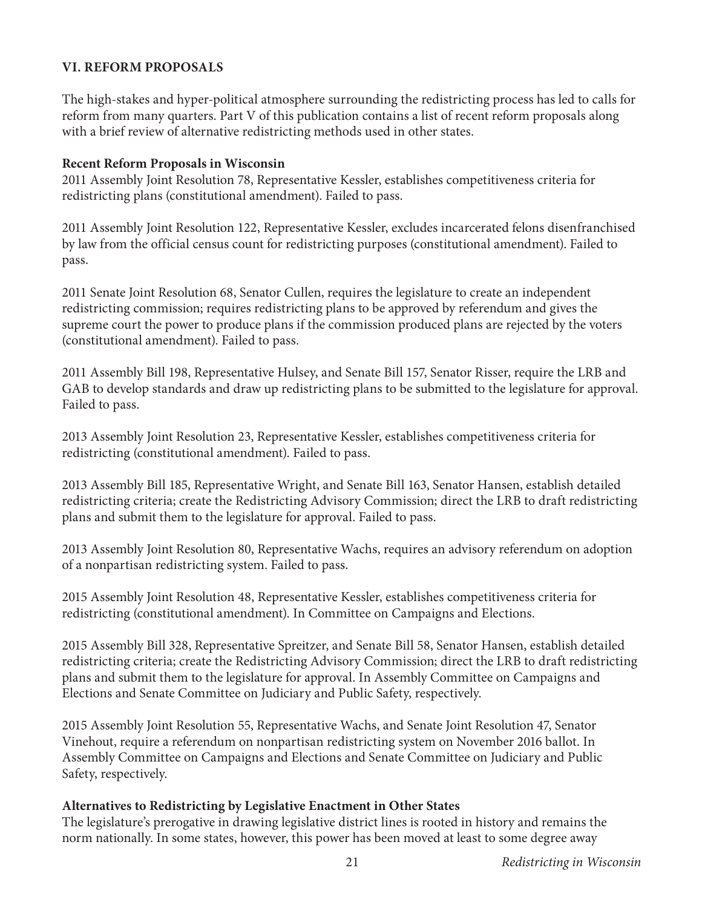## VI. REFORM PROPOSALS

The high-stakes and hyper-political atmosphere surrounding the redistricting process has led to calls for reform from many quarters. Part V of this publication contains a list of recent reform proposals along with a brief review of alternative redistricting methods used in other states.

### Recent Reform Proposals in Wisconsin

2011 Assembly Joint Resolution 78, Representative Kessler, establishes competitiveness criteria for redistricting plans (constitutional amendment). Failed to pass.

2011 Assembly Joint Resolution 122, Representative Kessler, excludes incarcerated felons disenfranchised by law from the official census count for redistricting purposes (constitutional amendment). Failed to pass.

2011 Senate Joint Resolution 68, Senator Cullen, requires the legislature to create an independent redistricting commission; requires redistricting plans to be approved by referendum and gives the supreme court the power to produce plans if the commission produced plans are rejected by the voters (constitutional amendment). Failed to pass.

2011 Assembly Bill 198, Representative Hulsey, and Senate Bill 157, Senator Risser, require the LRB and GAB to develop standards and draw up redistricting plans to be submitted to the legislature for approval. Failed to pass.

2013 Assembly Joint Resolution 23, Representative Kessler, establishes competitiveness criteria for redistricting (constitutional amendment). Failed to pass.

2013 Assembly Bill 185, Representative Wright, and Senate Bill 163, Senator Hansen, establish detailed redistricting criteria; create the Redistricting Advisory Commission; direct the LRB to draft redistricting plans and submit them to the legislature for approval. Failed to pass.

2013 Assembly Joint Resolution 80, Representative Wachs, requires an advisory referendum on adoption of a nonpartisan redistricting system. Failed to pass.

2015 Assembly Joint Resolution 48, Representative Kessler, establishes competitiveness criteria for redistricting (constitutional amendment). In Committee on Campaigns and Elections.

2015 Assembly Bill 328, Representative Spreitzer, and Senate Bill 58, Senator Hansen, establish detailed redistricting criteria; create the Redistricting Advisory Commission; direct the LRB to draft redistricting plans and submit them to the legislature for approval. In Assembly Committee on Campaigns and Elections and Senate Committee on Judiciary and Public Safety, respectively.

2015 Assembly Joint Resolution 55, Representative Wachs, and Senate Joint Resolution 47, Senator Vinehout, require a referendum on nonpartisan redistricting system on November 2016 ballot. In Assembly Committee on Campaigns and Elections and Senate Committee on Judiciary and Public Safety, respectively.

### Alternatives to Redistricting by Legislative Enactment in Other States

The legislature's prerogative in drawing legislative district lines is rooted in history and remains the norm nationally. In some states, however, this power has been moved at least to some degree away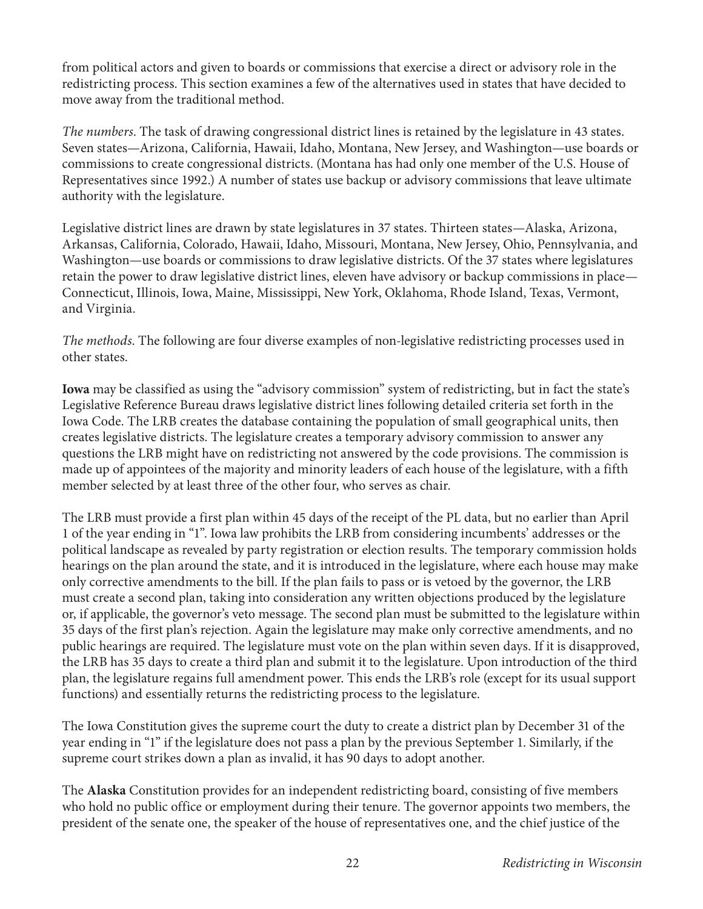from political actors and given to boards or commissions that exercise a direct or advisory role in the redistricting process. This section examines a few of the alternatives used in states that have decided to move away from the traditional method.

*The numbers.* The task of drawing congressional district lines is retained by the legislature in 43 states. Seven states—Arizona, California, Hawaii, Idaho, Montana, New Jersey, and Washington—use boards or commissions to create congressional districts. (Montana has had only one member of the U.S. House of Representatives since 1992.) A number of states use backup or advisory commissions that leave ultimate authority with the legislature.

Legislative district lines are drawn by state legislatures in 37 states. Thirteen states—Alaska, Arizona, Arkansas, California, Colorado, Hawaii, Idaho, Missouri, Montana, New Jersey, Ohio, Pennsylvania, and Washington—use boards or commissions to draw legislative districts. Of the 37 states where legislatures retain the power to draw legislative district lines, eleven have advisory or backup commissions in place—Connecticut, Illinois, Iowa, Maine, Mississippi, New York, Oklahoma, Rhode Island, Texas, Vermont, and Virginia.

*The methods.* The following are four diverse examples of non-legislative redistricting processes used in other states.

**Iowa** may be classified as using the "advisory commission" system of redistricting, but in fact the state's Legislative Reference Bureau draws legislative district lines following detailed criteria set forth in the Iowa Code. The LRB creates the database containing the population of small geographical units, then creates legislative districts. The legislature creates a temporary advisory commission to answer any questions the LRB might have on redistricting not answered by the code provisions. The commission is made up of appointees of the majority and minority leaders of each house of the legislature, with a fifth member selected by at least three of the other four, who serves as chair.

The LRB must provide a first plan within 45 days of the receipt of the PL data, but no earlier than April 1 of the year ending in "1". Iowa law prohibits the LRB from considering incumbents' addresses or the political landscape as revealed by party registration or election results. The temporary commission holds hearings on the plan around the state, and it is introduced in the legislature, where each house may make only corrective amendments to the bill. If the plan fails to pass or is vetoed by the governor, the LRB must create a second plan, taking into consideration any written objections produced by the legislature or, if applicable, the governor's veto message. The second plan must be submitted to the legislature within 35 days of the first plan's rejection. Again the legislature may make only corrective amendments, and no public hearings are required. The legislature must vote on the plan within seven days. If it is disapproved, the LRB has 35 days to create a third plan and submit it to the legislature. Upon introduction of the third plan, the legislature regains full amendment power. This ends the LRB's role (except for its usual support functions) and essentially returns the redistricting process to the legislature.

The Iowa Constitution gives the supreme court the duty to create a district plan by December 31 of the year ending in "1" if the legislature does not pass a plan by the previous September 1. Similarly, if the supreme court strikes down a plan as invalid, it has 90 days to adopt another.

The **Alaska** Constitution provides for an independent redistricting board, consisting of five members who hold no public office or employment during their tenure. The governor appoints two members, the president of the senate one, the speaker of the house of representatives one, and the chief justice of the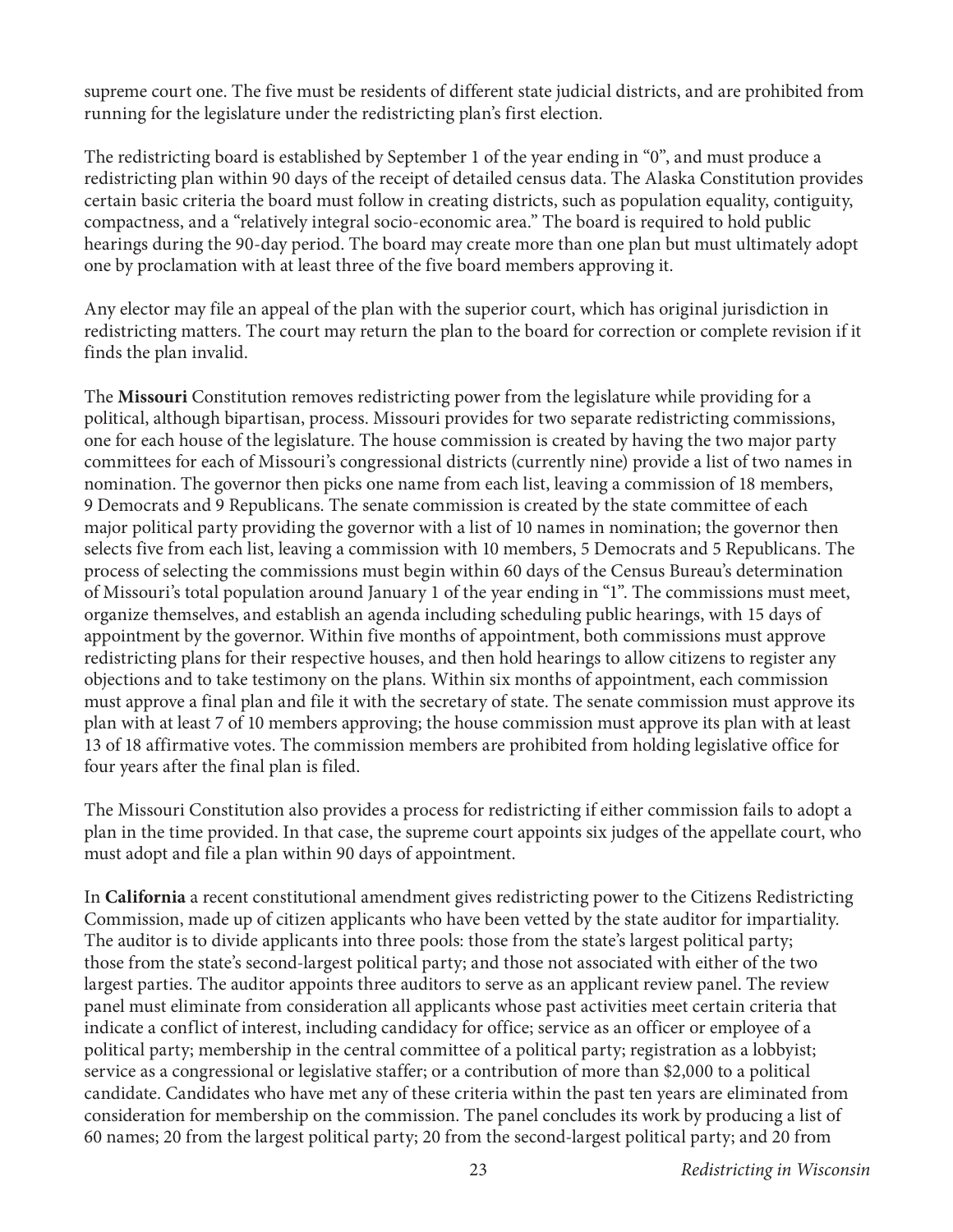supreme court one. The five must be residents of different state judicial districts, and are prohibited from running for the legislature under the redistricting plan's first election.

The redistricting board is established by September 1 of the year ending in "0", and must produce a redistricting plan within 90 days of the receipt of detailed census data. The Alaska Constitution provides certain basic criteria the board must follow in creating districts, such as population equality, contiguity, compactness, and a "relatively integral socio-economic area." The board is required to hold public hearings during the 90-day period. The board may create more than one plan but must ultimately adopt one by proclamation with at least three of the five board members approving it.

Any elector may file an appeal of the plan with the superior court, which has original jurisdiction in redistricting matters. The court may return the plan to the board for correction or complete revision if it finds the plan invalid.

The **Missouri** Constitution removes redistricting power from the legislature while providing for a political, although bipartisan, process. Missouri provides for two separate redistricting commissions, one for each house of the legislature. The house commission is created by having the two major party committees for each of Missouri's congressional districts (currently nine) provide a list of two names in nomination. The governor then picks one name from each list, leaving a commission of 18 members, 9 Democrats and 9 Republicans. The senate commission is created by the state committee of each major political party providing the governor with a list of 10 names in nomination; the governor then selects five from each list, leaving a commission with 10 members, 5 Democrats and 5 Republicans. The process of selecting the commissions must begin within 60 days of the Census Bureau's determination of Missouri's total population around January 1 of the year ending in "1". The commissions must meet, organize themselves, and establish an agenda including scheduling public hearings, with 15 days of appointment by the governor. Within five months of appointment, both commissions must approve redistricting plans for their respective houses, and then hold hearings to allow citizens to register any objections and to take testimony on the plans. Within six months of appointment, each commission must approve a final plan and file it with the secretary of state. The senate commission must approve its plan with at least 7 of 10 members approving; the house commission must approve its plan with at least 13 of 18 affirmative votes. The commission members are prohibited from holding legislative office for four years after the final plan is filed.

The Missouri Constitution also provides a process for redistricting if either commission fails to adopt a plan in the time provided. In that case, the supreme court appoints six judges of the appellate court, who must adopt and file a plan within 90 days of appointment.

In **California** a recent constitutional amendment gives redistricting power to the Citizens Redistricting Commission, made up of citizen applicants who have been vetted by the state auditor for impartiality. The auditor is to divide applicants into three pools: those from the state's largest political party; those from the state's second-largest political party; and those not associated with either of the two largest parties. The auditor appoints three auditors to serve as an applicant review panel. The review panel must eliminate from consideration all applicants whose past activities meet certain criteria that indicate a conflict of interest, including candidacy for office; service as an officer or employee of a political party; membership in the central committee of a political party; registration as a lobbyist; service as a congressional or legislative staffer; or a contribution of more than $2,000 to a political candidate. Candidates who have met any of these criteria within the past ten years are eliminated from consideration for membership on the commission. The panel concludes its work by producing a list of 60 names; 20 from the largest political party; 20 from the second-largest political party; and 20 from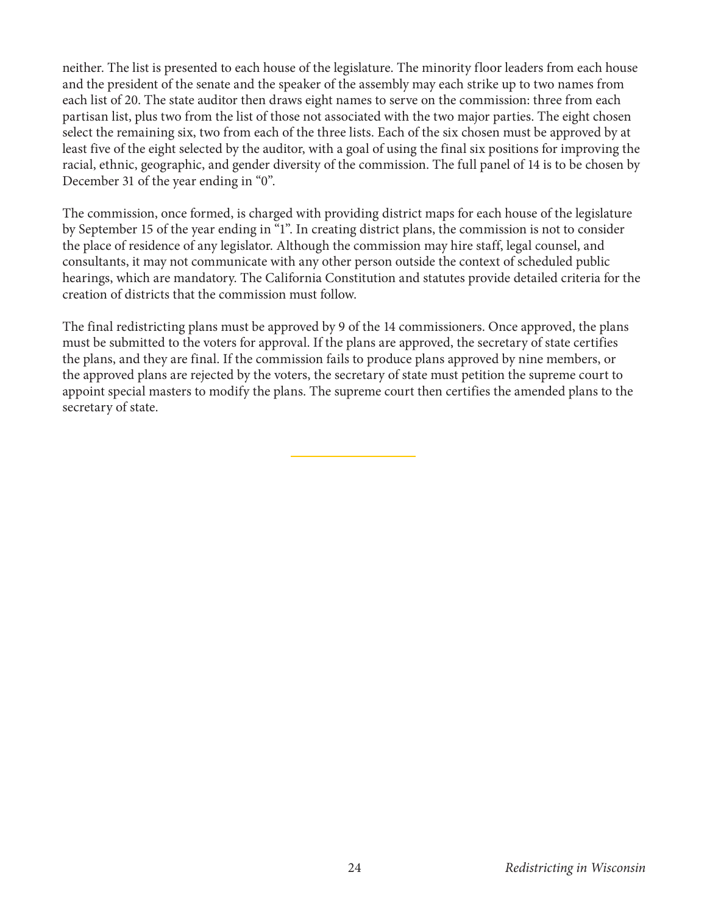neither. The list is presented to each house of the legislature. The minority floor leaders from each house and the president of the senate and the speaker of the assembly may each strike up to two names from each list of 20. The state auditor then draws eight names to serve on the commission: three from each partisan list, plus two from the list of those not associated with the two major parties. The eight chosen select the remaining six, two from each of the three lists. Each of the six chosen must be approved by at least five of the eight selected by the auditor, with a goal of using the final six positions for improving the racial, ethnic, geographic, and gender diversity of the commission. The full panel of 14 is to be chosen by December 31 of the year ending in "0".

The commission, once formed, is charged with providing district maps for each house of the legislature by September 15 of the year ending in "1". In creating district plans, the commission is not to consider the place of residence of any legislator. Although the commission may hire staff, legal counsel, and consultants, it may not communicate with any other person outside the context of scheduled public hearings, which are mandatory. The California Constitution and statutes provide detailed criteria for the creation of districts that the commission must follow.

The final redistricting plans must be approved by 9 of the 14 commissioners. Once approved, the plans must be submitted to the voters for approval. If the plans are approved, the secretary of state certifies the plans, and they are final. If the commission fails to produce plans approved by nine members, or the approved plans are rejected by the voters, the secretary of state must petition the supreme court to appoint special masters to modify the plans. The supreme court then certifies the amended plans to the secretary of state.